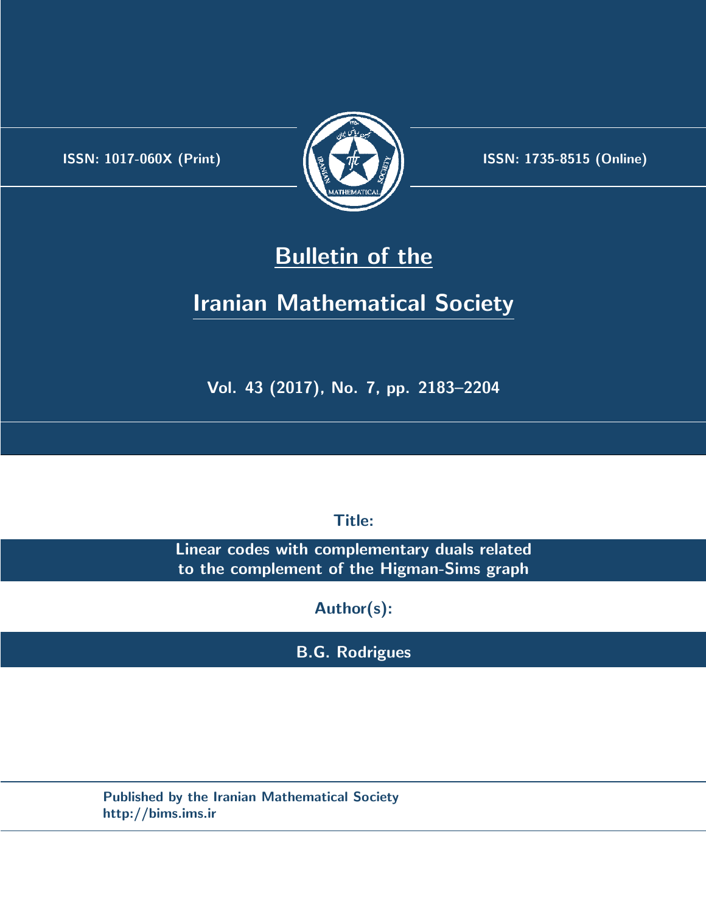ISSN: 1017-060X (Print)

ISSN: 1735-8515 (Online)

# Bulletin of the Iranian Mathematical Society

Vol. 43 (2017), No. 7, pp. 2183–2204

**Title:**

**Linear codes with complementary duals related to the complement of the Higman-Sims graph**

**Author(s):**

**B.G. Rodrigues**

Published by the Iranian Mathematical Society
http://bims.ims.ir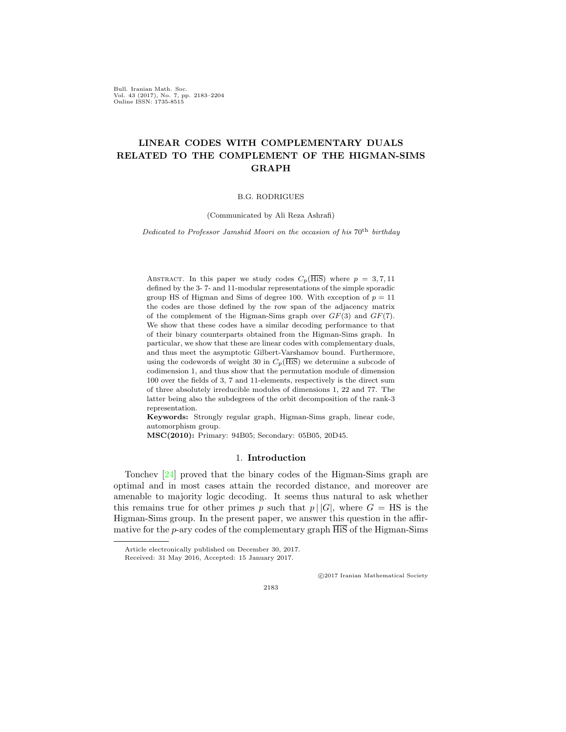# LINEAR CODES WITH COMPLEMENTARY DUALS RELATED TO THE COMPLEMENT OF THE HIGMAN-SIMS GRAPH

B.G. RODRIGUES

(Communicated by Ali Reza Ashrafi)

*Dedicated to Professor Jamshid Moori on the occasion of his* 70th *birthday*

Abstract. In this paper we study codes $C_p(\overline{\text{HiS}})$ where $p = 3, 7, 11$ defined by the 3- 7- and 11-modular representations of the simple sporadic group HS of Higman and Sims of degree 100. With exception of $p = 11$ the codes are those defined by the row span of the adjacency matrix of the complement of the Higman-Sims graph over $GF(3)$ and $GF(7)$. We show that these codes have a similar decoding performance to that of their binary counterparts obtained from the Higman-Sims graph. In particular, we show that these are linear codes with complementary duals, and thus meet the asymptotic Gilbert-Varshamov bound. Furthermore, using the codewords of weight 30 in $C_p(\overline{\text{HiS}})$ we determine a subcode of codimension 1, and thus show that the permutation module of dimension 100 over the fields of 3, 7 and 11-elements, respectively is the direct sum of three absolutely irreducible modules of dimensions 1, 22 and 77. The latter being also the subdegrees of the orbit decomposition of the rank-3 representation.

**Keywords:** Strongly regular graph, Higman-Sims graph, linear code, automorphism group.

**MSC(2010):** Primary: 94B05; Secondary: 05B05, 20D45.

## 1. Introduction

Tonchev [24] proved that the binary codes of the Higman-Sims graph are optimal and in most cases attain the recorded distance, and moreover are amenable to majority logic decoding. It seems thus natural to ask whether this remains true for other primes $p$ such that $p \,|\, |G|$, where $G = \text{HS}$ is the Higman-Sims group. In the present paper, we answer this question in the affirmative for the $p$-ary codes of the complementary graph $\overline{\text{HiS}}$ of the Higman-Sims

Article electronically published on December 30, 2017.

Received: 31 May 2016, Accepted: 15 January 2017.

©2017 Iranian Mathematical Society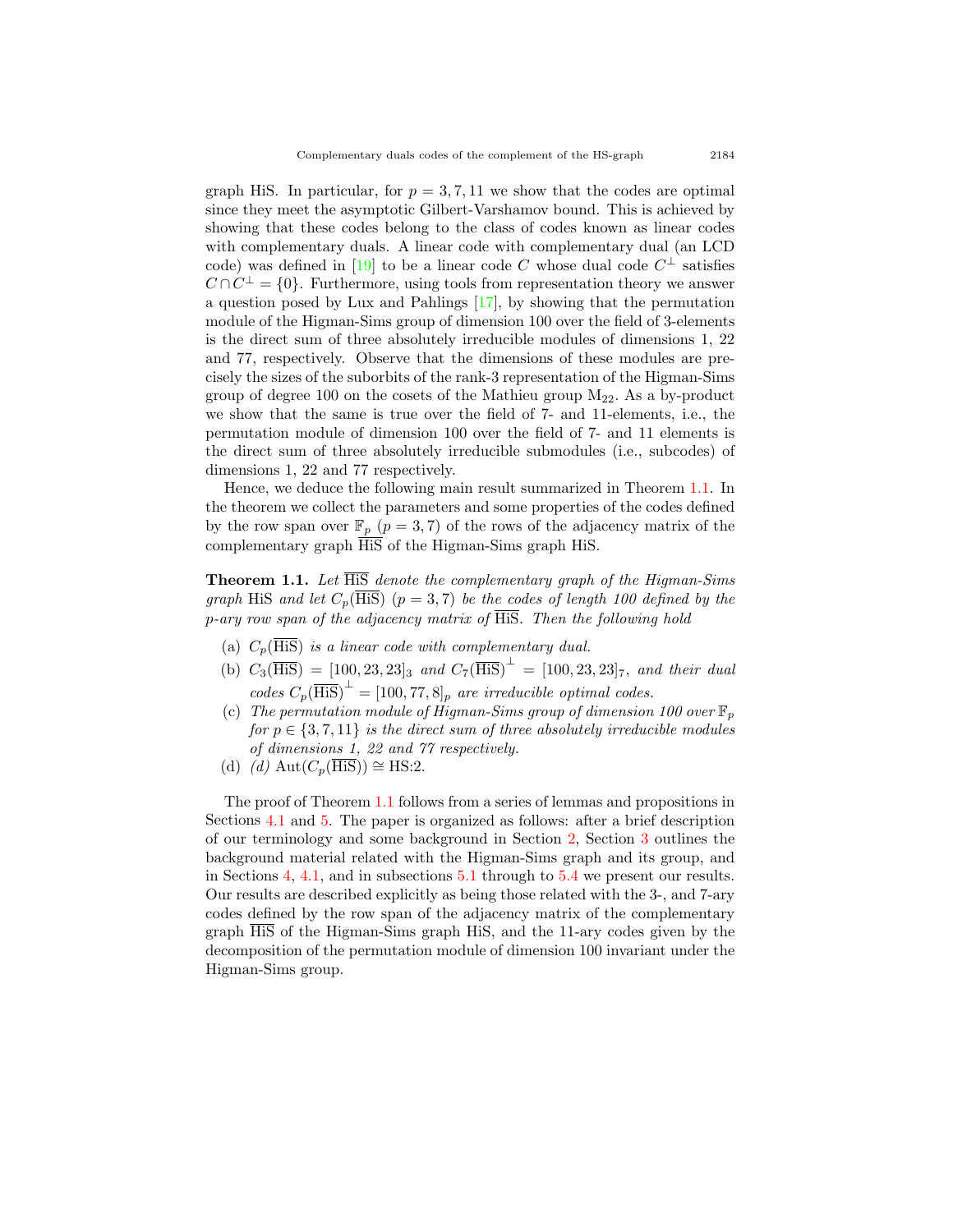graph HiS. In particular, for $p = 3, 7, 11$ we show that the codes are optimal since they meet the asymptotic Gilbert-Varshamov bound. This is achieved by showing that these codes belong to the class of codes known as linear codes with complementary duals. A linear code with complementary dual (an LCD code) was defined in [19] to be a linear code $C$ whose dual code $C^{\perp}$ satisfies $C \cap C^{\perp} = \{0\}$. Furthermore, using tools from representation theory we answer a question posed by Lux and Pahlings [17], by showing that the permutation module of the Higman-Sims group of dimension 100 over the field of 3-elements is the direct sum of three absolutely irreducible modules of dimensions 1, 22 and 77, respectively. Observe that the dimensions of these modules are precisely the sizes of the suborbits of the rank-3 representation of the Higman-Sims group of degree 100 on the cosets of the Mathieu group $\mathrm{M}_{22}$. As a by-product we show that the same is true over the field of 7- and 11-elements, i.e., the permutation module of dimension 100 over the field of 7- and 11 elements is the direct sum of three absolutely irreducible submodules (i.e., subcodes) of dimensions 1, 22 and 77 respectively.

Hence, we deduce the following main result summarized in Theorem 1.1. In the theorem we collect the parameters and some properties of the codes defined by the row span over $\mathbb{F}_p$ $(p = 3, 7)$ of the rows of the adjacency matrix of the complementary graph $\overline{\mathrm{HiS}}$ of the Higman-Sims graph HiS.

**Theorem 1.1.** *Let $\overline{\mathrm{HiS}}$ denote the complementary graph of the Higman-Sims graph* HiS *and let $C_p(\overline{\mathrm{HiS}})$ $(p = 3, 7)$ be the codes of length 100 defined by the p-ary row span of the adjacency matrix of $\overline{\mathrm{HiS}}$. Then the following hold*

- (a) *$C_p(\overline{\mathrm{HiS}})$ is a linear code with complementary dual.*
- (b) *$C_3(\overline{\mathrm{HiS}}) = [100, 23, 23]_3$ and $C_7(\overline{\mathrm{HiS}})^{\perp} = [100, 23, 23]_7$, and their dual codes $C_p(\overline{\mathrm{HiS}})^{\perp} = [100, 77, 8]_p$ are irreducible optimal codes.*
- (c) *The permutation module of Higman-Sims group of dimension 100 over $\mathbb{F}_p$ for $p \in \{3, 7, 11\}$ is the direct sum of three absolutely irreducible modules of dimensions 1, 22 and 77 respectively.*
- (d) *(d)* $\mathrm{Aut}(C_p(\overline{\mathrm{HiS}})) \cong \mathrm{HS{:}2}$.

The proof of Theorem 1.1 follows from a series of lemmas and propositions in Sections 4.1 and 5. The paper is organized as follows: after a brief description of our terminology and some background in Section 2, Section 3 outlines the background material related with the Higman-Sims graph and its group, and in Sections 4, 4.1, and in subsections 5.1 through to 5.4 we present our results. Our results are described explicitly as being those related with the 3-, and 7-ary codes defined by the row span of the adjacency matrix of the complementary graph $\overline{\mathrm{HiS}}$ of the Higman-Sims graph HiS, and the 11-ary codes given by the decomposition of the permutation module of dimension 100 invariant under the Higman-Sims group.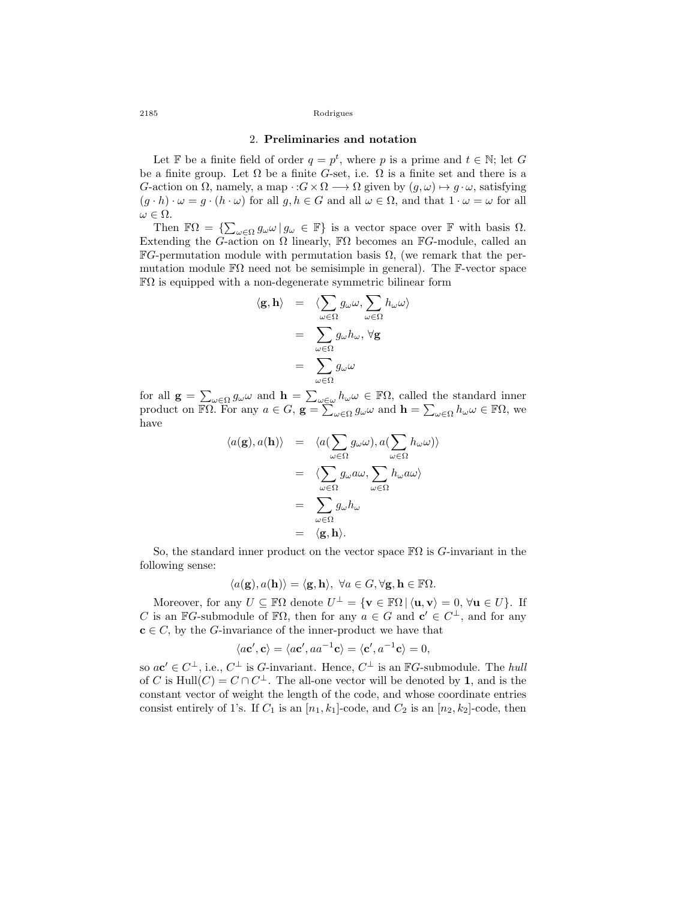## 2. Preliminaries and notation

Let $\mathbb{F}$ be a finite field of order $q = p^t$, where $p$ is a prime and $t \in \mathbb{N}$; let $G$ be a finite group. Let $\Omega$ be a finite $G$-set, i.e. $\Omega$ is a finite set and there is a $G$-action on $\Omega$, namely, a map $\cdot : G \times \Omega \longrightarrow \Omega$ given by $(g, \omega) \mapsto g \cdot \omega$, satisfying $(g \cdot h) \cdot \omega = g \cdot (h \cdot \omega)$ for all $g, h \in G$ and all $\omega \in \Omega$, and that $1 \cdot \omega = \omega$ for all $\omega \in \Omega$.

Then $\mathbb{F}\Omega = \{\sum_{\omega \in \Omega} g_\omega \omega \,|\, g_\omega \in \mathbb{F}\}$ is a vector space over $\mathbb{F}$ with basis $\Omega$. Extending the $G$-action on $\Omega$ linearly, $\mathbb{F}\Omega$ becomes an $\mathbb{F}G$-module, called an $\mathbb{F}G$-permutation module with permutation basis $\Omega$, (we remark that the permutation module $\mathbb{F}\Omega$ need not be semisimple in general). The $\mathbb{F}$-vector space $\mathbb{F}\Omega$ is equipped with a non-degenerate symmetric bilinear form

$$
\begin{aligned}
\langle \mathbf{g}, \mathbf{h} \rangle &= \langle \sum_{\omega \in \Omega} g_\omega \omega, \sum_{\omega \in \Omega} h_\omega \omega \rangle \\
&= \sum_{\omega \in \Omega} g_\omega h_\omega, \ \forall \mathbf{g} \\
&= \sum_{\omega \in \Omega} g_\omega \omega
\end{aligned}
$$

for all $\mathbf{g} = \sum_{\omega \in \Omega} g_\omega \omega$ and $\mathbf{h} = \sum_{\omega \in \omega} h_\omega \omega \in \mathbb{F}\Omega$, called the standard inner product on $\mathbb{F}\Omega$. For any $a \in G$, $\mathbf{g} = \sum_{\omega \in \Omega} g_\omega \omega$ and $\mathbf{h} = \sum_{\omega \in \Omega} h_\omega \omega \in \mathbb{F}\Omega$, we have

$$
\begin{aligned}
\langle a(\mathbf{g}), a(\mathbf{h}) \rangle &= \langle a(\sum_{\omega \in \Omega} g_\omega \omega), a(\sum_{\omega \in \Omega} h_\omega \omega) \rangle \\
&= \langle \sum_{\omega \in \Omega} g_\omega a\omega, \sum_{\omega \in \Omega} h_\omega a\omega \rangle \\
&= \sum_{\omega \in \Omega} g_\omega h_\omega \\
&= \langle \mathbf{g}, \mathbf{h} \rangle.
\end{aligned}
$$

So, the standard inner product on the vector space $\mathbb{F}\Omega$ is $G$-invariant in the following sense:

$$
\langle a(\mathbf{g}), a(\mathbf{h}) \rangle = \langle \mathbf{g}, \mathbf{h} \rangle, \ \forall a \in G, \forall \mathbf{g}, \mathbf{h} \in \mathbb{F}\Omega.
$$

Moreover, for any $U \subseteq \mathbb{F}\Omega$ denote $U^\perp = \{\mathbf{v} \in \mathbb{F}\Omega \,|\, \langle \mathbf{u}, \mathbf{v} \rangle = 0, \forall \mathbf{u} \in U\}$. If $C$ is an $\mathbb{F}G$-submodule of $\mathbb{F}\Omega$, then for any $a \in G$ and $\mathbf{c}' \in C^\perp$, and for any $\mathbf{c} \in C$, by the $G$-invariance of the inner-product we have that

$$
\langle a\mathbf{c}', \mathbf{c} \rangle = \langle a\mathbf{c}', aa^{-1}\mathbf{c} \rangle = \langle \mathbf{c}', a^{-1}\mathbf{c} \rangle = 0,
$$

so $a\mathbf{c}' \in C^\perp$, i.e., $C^\perp$ is $G$-invariant. Hence, $C^\perp$ is an $\mathbb{F}G$-submodule. The *hull* of $C$ is $\text{Hull}(C) = C \cap C^\perp$. The all-one vector will be denoted by $\mathbf{1}$, and is the constant vector of weight the length of the code, and whose coordinate entries consist entirely of 1's. If $C_1$ is an $[n_1, k_1]$-code, and $C_2$ is an $[n_2, k_2]$-code, then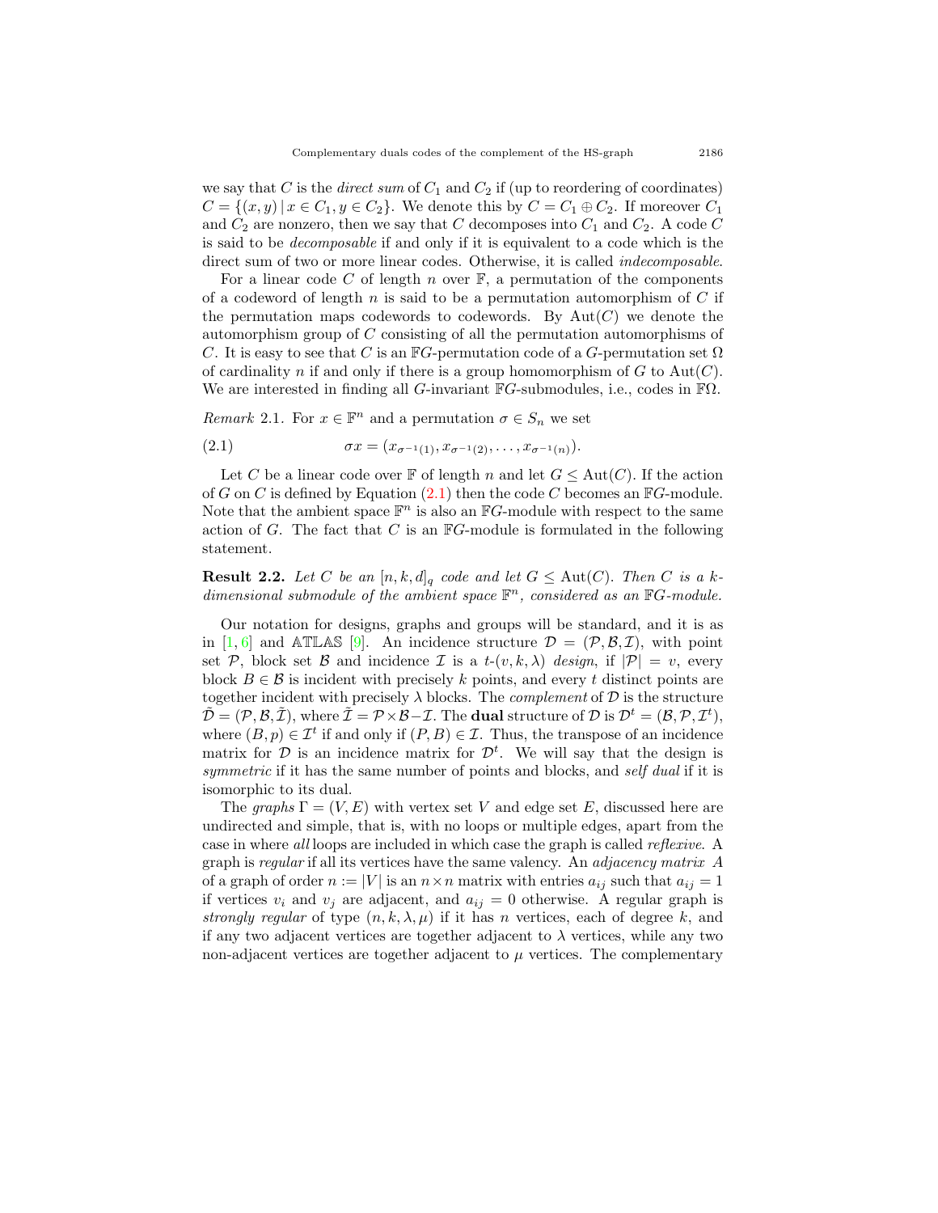we say that $C$ is the *direct sum* of $C_1$ and $C_2$ if (up to reordering of coordinates) $C = \{(x, y) \mid x \in C_1, y \in C_2\}$. We denote this by $C = C_1 \oplus C_2$. If moreover $C_1$ and $C_2$ are nonzero, then we say that $C$ decomposes into $C_1$ and $C_2$. A code $C$ is said to be *decomposable* if and only if it is equivalent to a code which is the direct sum of two or more linear codes. Otherwise, it is called *indecomposable*.

For a linear code $C$ of length $n$ over $\mathbb{F}$, a permutation of the components of a codeword of length $n$ is said to be a permutation automorphism of $C$ if the permutation maps codewords to codewords. By $\mathrm{Aut}(C)$ we denote the automorphism group of $C$ consisting of all the permutation automorphisms of $C$. It is easy to see that $C$ is an $\mathbb{F}G$-permutation code of a $G$-permutation set $\Omega$ of cardinality $n$ if and only if there is a group homomorphism of $G$ to $\mathrm{Aut}(C)$. We are interested in finding all $G$-invariant $\mathbb{F}G$-submodules, i.e., codes in $\mathbb{F}\Omega$.

*Remark* 2.1. For $x \in \mathbb{F}^n$ and a permutation $\sigma \in S_n$ we set

$$\sigma x = (x_{\sigma^{-1}(1)}, x_{\sigma^{-1}(2)}, \ldots, x_{\sigma^{-1}(n)}). \tag{2.1}$$

Let $C$ be a linear code over $\mathbb{F}$ of length $n$ and let $G \leq \mathrm{Aut}(C)$. If the action of $G$ on $C$ is defined by Equation (2.1) then the code $C$ becomes an $\mathbb{F}G$-module. Note that the ambient space $\mathbb{F}^n$ is also an $\mathbb{F}G$-module with respect to the same action of $G$. The fact that $C$ is an $\mathbb{F}G$-module is formulated in the following statement.

**Result 2.2.** *Let $C$ be an $[n, k, d]_q$ code and let $G \leq \mathrm{Aut}(C)$. Then $C$ is a $k$-dimensional submodule of the ambient space $\mathbb{F}^n$, considered as an $\mathbb{F}G$-module.*

Our notation for designs, graphs and groups will be standard, and it is as in [1, 6] and $\mathbb{ATLAS}$ [9]. An incidence structure $\mathcal{D} = (\mathcal{P}, \mathcal{B}, \mathcal{I})$, with point set $\mathcal{P}$, block set $\mathcal{B}$ and incidence $\mathcal{I}$ is a *$t$-$(v, k, \lambda)$ design*, if $|\mathcal{P}| = v$, every block $B \in \mathcal{B}$ is incident with precisely $k$ points, and every $t$ distinct points are together incident with precisely $\lambda$ blocks. The *complement* of $\mathcal{D}$ is the structure $\tilde{\mathcal{D}} = (\mathcal{P}, \mathcal{B}, \tilde{\mathcal{I}})$, where $\tilde{\mathcal{I}} = \mathcal{P} \times \mathcal{B} - \mathcal{I}$. The **dual** structure of $\mathcal{D}$ is $\mathcal{D}^t = (\mathcal{B}, \mathcal{P}, \mathcal{I}^t)$, where $(B, p) \in \mathcal{I}^t$ if and only if $(P, B) \in \mathcal{I}$. Thus, the transpose of an incidence matrix for $\mathcal{D}$ is an incidence matrix for $\mathcal{D}^t$. We will say that the design is *symmetric* if it has the same number of points and blocks, and *self dual* if it is isomorphic to its dual.

The *graphs* $\Gamma = (V, E)$ with vertex set $V$ and edge set $E$, discussed here are undirected and simple, that is, with no loops or multiple edges, apart from the case in where *all* loops are included in which case the graph is called *reflexive*. A graph is *regular* if all its vertices have the same valency. An *adjacency matrix* $A$ of a graph of order $n := |V|$ is an $n \times n$ matrix with entries $a_{ij}$ such that $a_{ij} = 1$ if vertices $v_i$ and $v_j$ are adjacent, and $a_{ij} = 0$ otherwise. A regular graph is *strongly regular* of type $(n, k, \lambda, \mu)$ if it has $n$ vertices, each of degree $k$, and if any two adjacent vertices are together adjacent to $\lambda$ vertices, while any two non-adjacent vertices are together adjacent to $\mu$ vertices. The complementary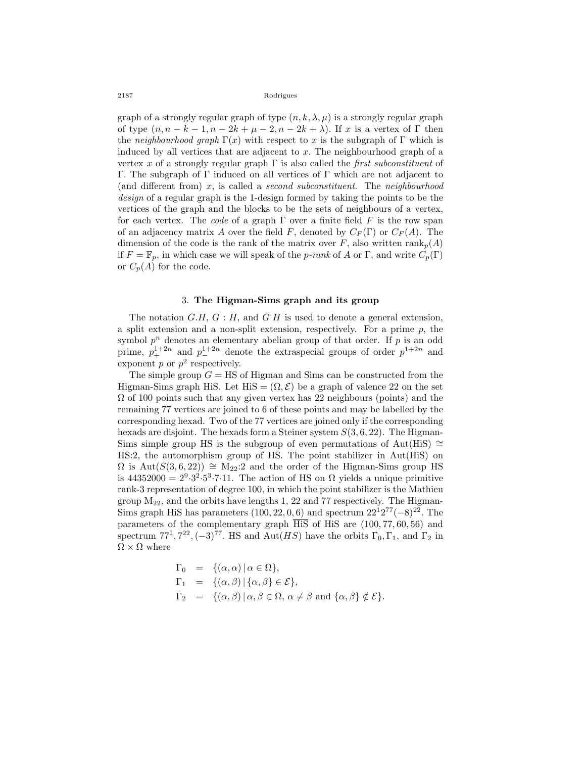graph of a strongly regular graph of type $(n, k, \lambda, \mu)$ is a strongly regular graph of type $(n, n-k-1, n-2k+\mu-2, n-2k+\lambda)$. If $x$ is a vertex of $\Gamma$ then the *neighbourhood graph* $\Gamma(x)$ with respect to $x$ is the subgraph of $\Gamma$ which is induced by all vertices that are adjacent to $x$. The neighbourhood graph of a vertex $x$ of a strongly regular graph $\Gamma$ is also called the *first subconstituent* of $\Gamma$. The subgraph of $\Gamma$ induced on all vertices of $\Gamma$ which are not adjacent to (and different from) $x$, is called a *second subconstituent*. The *neighbourhood design* of a regular graph is the 1-design formed by taking the points to be the vertices of the graph and the blocks to be the sets of neighbours of a vertex, for each vertex. The *code* of a graph $\Gamma$ over a finite field $F$ is the row span of an adjacency matrix $A$ over the field $F$, denoted by $C_F(\Gamma)$ or $C_F(A)$. The dimension of the code is the rank of the matrix over $F$, also written $\text{rank}_p(A)$ if $F = \mathbb{F}_p$, in which case we will speak of the *p-rank* of $A$ or $\Gamma$, and write $C_p(\Gamma)$ or $C_p(A)$ for the code.

## 3. The Higman-Sims graph and its group

The notation $G.H$, $G:H$, and $G^{\cdot}H$ is used to denote a general extension, a split extension and a non-split extension, respectively. For a prime $p$, the symbol $p^n$ denotes an elementary abelian group of that order. If $p$ is an odd prime, $p_+^{1+2n}$ and $p_-^{1+2n}$ denote the extraspecial groups of order $p^{1+2n}$ and exponent $p$ or $p^2$ respectively.

The simple group $G = \text{HS}$ of Higman and Sims can be constructed from the Higman-Sims graph HiS. Let $\text{HiS} = (\Omega, \mathcal{E})$ be a graph of valence 22 on the set $\Omega$ of 100 points such that any given vertex has 22 neighbours (points) and the remaining 77 vertices are joined to 6 of these points and may be labelled by the corresponding hexad. Two of the 77 vertices are joined only if the corresponding hexads are disjoint. The hexads form a Steiner system $S(3, 6, 22)$. The Higman-Sims simple group HS is the subgroup of even permutations of $\text{Aut(HiS)} \cong \text{HS:2}$, the automorphism group of HS. The point stabilizer in Aut(HiS) on $\Omega$ is $\text{Aut}(S(3,6,22)) \cong \text{M}_{22}\text{:2}$ and the order of the Higman-Sims group HS is $44352000 = 2^9{\cdot}3^2{\cdot}5^3{\cdot}7{\cdot}11$. The action of HS on $\Omega$ yields a unique primitive rank-3 representation of degree 100, in which the point stabilizer is the Mathieu group $\text{M}_{22}$, and the orbits have lengths 1, 22 and 77 respectively. The Higman-Sims graph HiS has parameters $(100, 22, 0, 6)$ and spectrum $22^1 2^{77} (-8)^{22}$. The parameters of the complementary graph $\overline{\text{HiS}}$ of HiS are $(100, 77, 60, 56)$ and spectrum $77^1, 7^{22}, (-3)^{77}$. HS and $\text{Aut}(HS)$ have the orbits $\Gamma_0, \Gamma_1$, and $\Gamma_2$ in $\Omega \times \Omega$ where

$$
\begin{aligned}
\Gamma_0 &= \{(\alpha, \alpha) \,|\, \alpha \in \Omega\}, \\
\Gamma_1 &= \{(\alpha, \beta) \,|\, \{\alpha, \beta\} \in \mathcal{E}\}, \\
\Gamma_2 &= \{(\alpha, \beta) \,|\, \alpha, \beta \in \Omega,\, \alpha \neq \beta \text{ and } \{\alpha, \beta\} \notin \mathcal{E}\}.
\end{aligned}
$$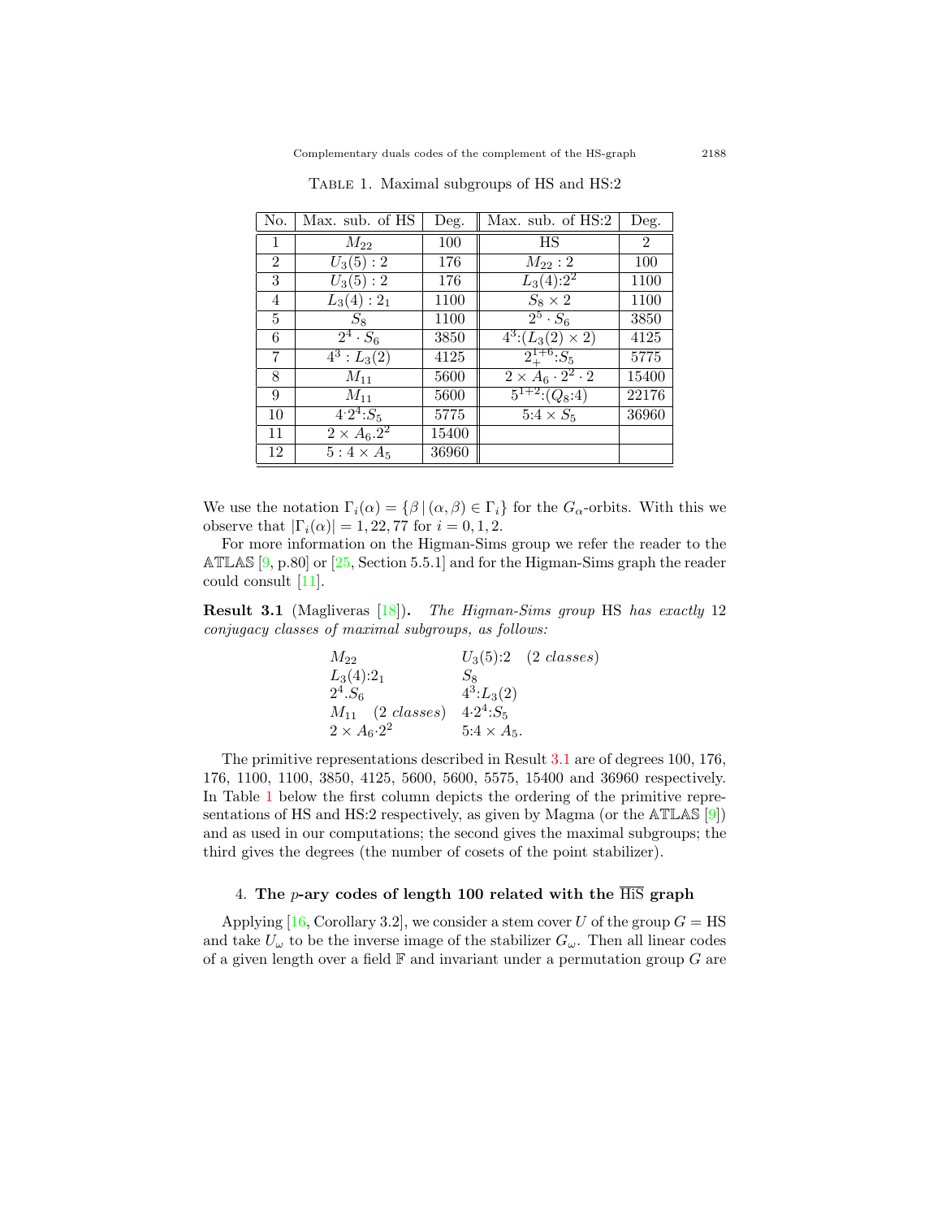Table 1. Maximal subgroups of HS and HS:2

| No. | Max. sub. of HS | Deg. | Max. sub. of HS:2 | Deg. |
|---|---|---|---|---|
| 1 | $M_{22}$ | 100 | HS | 2 |
| 2 | $U_3(5):2$ | 176 | $M_{22}:2$ | 100 |
| 3 | $U_3(5):2$ | 176 | $L_3(4){:}2^2$ | 1100 |
| 4 | $L_3(4):2_1$ | 1100 | $S_8 \times 2$ | 1100 |
| 5 | $S_8$ | 1100 | $2^5 \cdot S_6$ | 3850 |
| 6 | $2^4 \cdot S_6$ | 3850 | $4^3{:}(L_3(2) \times 2)$ | 4125 |
| 7 | $4^3 : L_3(2)$ | 4125 | $2_+^{1+6}{:}S_5$ | 5775 |
| 8 | $M_{11}$ | 5600 | $2 \times A_6 \cdot 2^2 \cdot 2$ | 15400 |
| 9 | $M_{11}$ | 5600 | $5^{1+2}{:}(Q_8{:}4)$ | 22176 |
| 10 | $4{\cdot}2^4{:}S_5$ | 5775 | $5{:}4 \times S_5$ | 36960 |
| 11 | $2 \times A_6.2^2$ | 15400 | | |
| 12 | $5 : 4 \times A_5$ | 36960 | | |

We use the notation $\Gamma_i(\alpha) = \{\beta \,|\, (\alpha, \beta) \in \Gamma_i\}$ for the $G_\alpha$-orbits. With this we observe that $|\Gamma_i(\alpha)| = 1, 22, 77$ for $i = 0, 1, 2$.

For more information on the Higman-Sims group we refer the reader to the $\mathbb{ATLAS}$ [9, p.80] or [25, Section 5.5.1] and for the Higman-Sims graph the reader could consult [11].

**Result 3.1** (Magliveras [18])**.** *The Higman-Sims group* HS *has exactly* 12 *conjugacy classes of maximal subgroups, as follows:*

| | |
|---|---|
| $M_{22}$ | $U_3(5){:}2$ (2 *classes*) |
| $L_3(4){:}2_1$ | $S_8$ |
| $2^4.S_6$ | $4^3{:}L_3(2)$ |
| $M_{11}$ (2 *classes*) | $4{\cdot}2^4{:}S_5$ |
| $2 \times A_6{\cdot}2^2$ | $5{:}4 \times A_5.$ |

The primitive representations described in Result 3.1 are of degrees 100, 176, 176, 1100, 1100, 3850, 4125, 5600, 5600, 5575, 15400 and 36960 respectively. In Table 1 below the first column depicts the ordering of the primitive representations of HS and HS:2 respectively, as given by Magma (or the $\mathbb{ATLAS}$ [9]) and as used in our computations; the second gives the maximal subgroups; the third gives the degrees (the number of cosets of the point stabilizer).

## 4. The $p$-ary codes of length 100 related with the $\overline{\text{HiS}}$ graph

Applying [16, Corollary 3.2], we consider a stem cover $U$ of the group $G = \text{HS}$ and take $U_\omega$ to be the inverse image of the stabilizer $G_\omega$. Then all linear codes of a given length over a field $\mathbb{F}$ and invariant under a permutation group $G$ are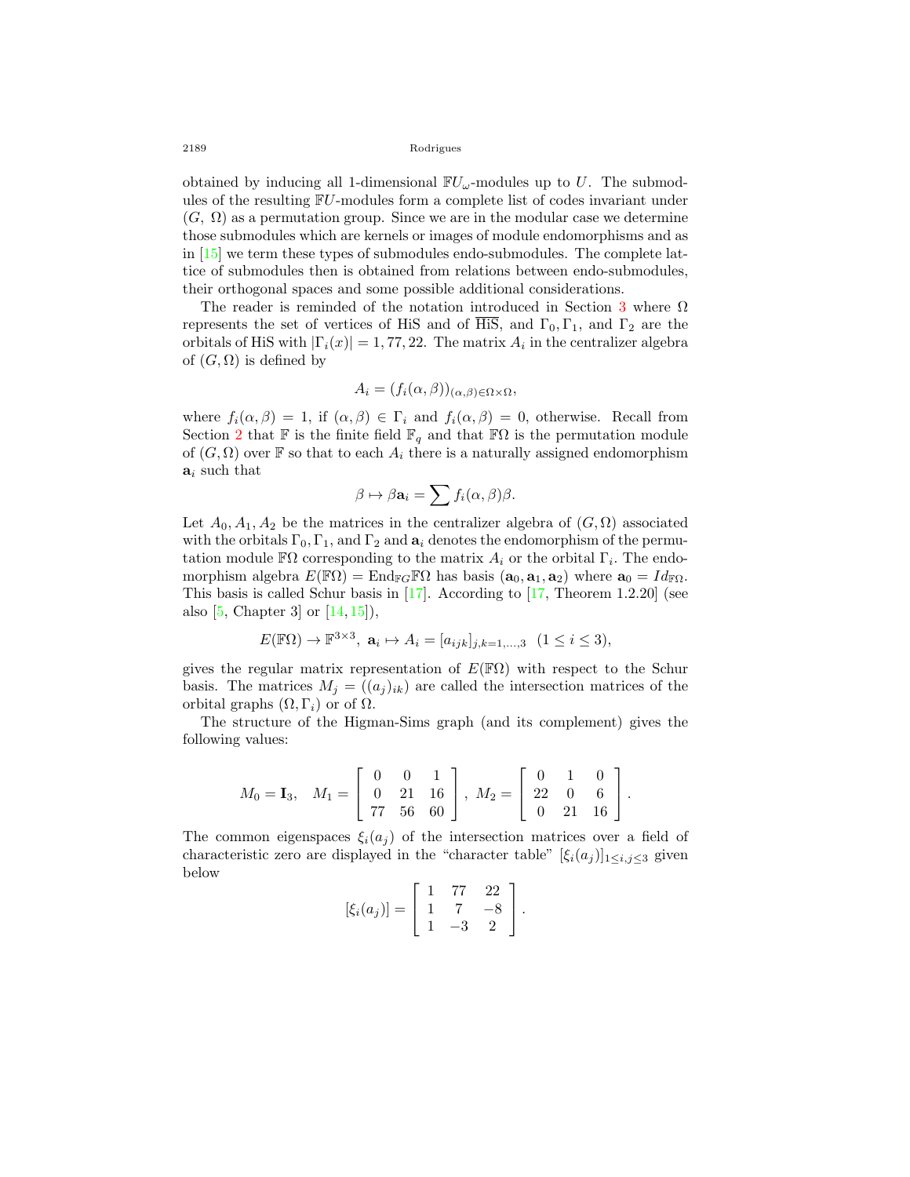obtained by inducing all 1-dimensional $\mathbb{F}U_\omega$-modules up to $U$. The submodules of the resulting $\mathbb{F}U$-modules form a complete list of codes invariant under $(G,\ \Omega)$ as a permutation group. Since we are in the modular case we determine those submodules which are kernels or images of module endomorphisms and as in [15] we term these types of submodules endo-submodules. The complete lattice of submodules then is obtained from relations between endo-submodules, their orthogonal spaces and some possible additional considerations.

The reader is reminded of the notation introduced in Section 3 where $\Omega$ represents the set of vertices of HiS and of $\overline{\text{HiS}}$, and $\Gamma_0, \Gamma_1$, and $\Gamma_2$ are the orbitals of HiS with $|\Gamma_i(x)| = 1, 77, 22$. The matrix $A_i$ in the centralizer algebra of $(G, \Omega)$ is defined by

$$A_i = (f_i(\alpha, \beta))_{(\alpha,\beta)\in\Omega\times\Omega},$$

where $f_i(\alpha, \beta) = 1$, if $(\alpha, \beta) \in \Gamma_i$ and $f_i(\alpha, \beta) = 0$, otherwise. Recall from Section 2 that $\mathbb{F}$ is the finite field $\mathbb{F}_q$ and that $\mathbb{F}\Omega$ is the permutation module of $(G, \Omega)$ over $\mathbb{F}$ so that to each $A_i$ there is a naturally assigned endomorphism $\mathbf{a}_i$ such that

$$\beta \mapsto \beta\mathbf{a}_i = \sum f_i(\alpha, \beta)\beta.$$

Let $A_0, A_1, A_2$ be the matrices in the centralizer algebra of $(G, \Omega)$ associated with the orbitals $\Gamma_0, \Gamma_1$, and $\Gamma_2$ and $\mathbf{a}_i$ denotes the endomorphism of the permutation module $\mathbb{F}\Omega$ corresponding to the matrix $A_i$ or the orbital $\Gamma_i$. The endomorphism algebra $E(\mathbb{F}\Omega) = \text{End}_{\mathbb{F}G}\mathbb{F}\Omega$ has basis $(\mathbf{a}_0, \mathbf{a}_1, \mathbf{a}_2)$ where $\mathbf{a}_0 = Id_{\mathbb{F}\Omega}$. This basis is called Schur basis in [17]. According to [17, Theorem 1.2.20] (see also [5, Chapter 3] or [14, 15]),

$$E(\mathbb{F}\Omega) \to \mathbb{F}^{3\times 3},\ \mathbf{a}_i \mapsto A_i = [a_{ijk}]_{j,k=1,\ldots,3} \ \ (1 \le i \le 3),$$

gives the regular matrix representation of $E(\mathbb{F}\Omega)$ with respect to the Schur basis. The matrices $M_j = ((a_j)_{ik})$ are called the intersection matrices of the orbital graphs $(\Omega, \Gamma_i)$ or of $\Omega$.

The structure of the Higman-Sims graph (and its complement) gives the following values:

$$M_0 = \mathbf{I}_3, \quad M_1 = \begin{bmatrix} 0 & 0 & 1 \\ 0 & 21 & 16 \\ 77 & 56 & 60 \end{bmatrix},\ M_2 = \begin{bmatrix} 0 & 1 & 0 \\ 22 & 0 & 6 \\ 0 & 21 & 16 \end{bmatrix}.$$

The common eigenspaces $\xi_i(a_j)$ of the intersection matrices over a field of characteristic zero are displayed in the "character table" $[\xi_i(a_j)]_{1\le i,j\le 3}$ given below

$$[\xi_i(a_j)] = \begin{bmatrix} 1 & 77 & 22 \\ 1 & 7 & -8 \\ 1 & -3 & 2 \end{bmatrix}.$$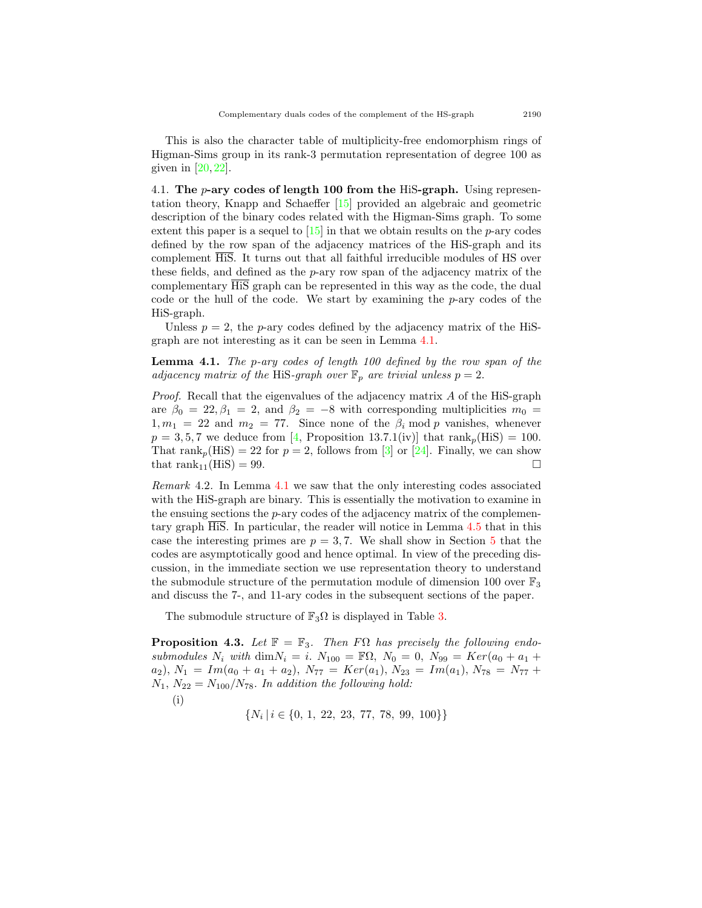This is also the character table of multiplicity-free endomorphism rings of Higman-Sims group in its rank-3 permutation representation of degree 100 as given in [20, 22].

4.1. **The $p$-ary codes of length 100 from the HiS-graph.** Using representation theory, Knapp and Schaeffer [15] provided an algebraic and geometric description of the binary codes related with the Higman-Sims graph. To some extent this paper is a sequel to [15] in that we obtain results on the $p$-ary codes defined by the row span of the adjacency matrices of the HiS-graph and its complement $\overline{\text{HiS}}$. It turns out that all faithful irreducible modules of HS over these fields, and defined as the $p$-ary row span of the adjacency matrix of the complementary $\overline{\text{HiS}}$ graph can be represented in this way as the code, the dual code or the hull of the code. We start by examining the $p$-ary codes of the HiS-graph.

Unless $p = 2$, the $p$-ary codes defined by the adjacency matrix of the HiS-graph are not interesting as it can be seen in Lemma 4.1.

**Lemma 4.1.** *The $p$-ary codes of length 100 defined by the row span of the adjacency matrix of the* HiS*-graph over $\mathbb{F}_p$ are trivial unless $p = 2$.*

*Proof.* Recall that the eigenvalues of the adjacency matrix $A$ of the HiS-graph are $\beta_0 = 22, \beta_1 = 2$, and $\beta_2 = -8$ with corresponding multiplicities $m_0 = 1, m_1 = 22$ and $m_2 = 77$. Since none of the $\beta_i \bmod p$ vanishes, whenever $p = 3, 5, 7$ we deduce from [4, Proposition 13.7.1(iv)] that $\text{rank}_p(\text{HiS}) = 100$. That $\text{rank}_p(\text{HiS}) = 22$ for $p = 2$, follows from [3] or [24]. Finally, we can show that $\text{rank}_{11}(\text{HiS}) = 99$. □

*Remark* 4.2. In Lemma 4.1 we saw that the only interesting codes associated with the HiS-graph are binary. This is essentially the motivation to examine in the ensuing sections the $p$-ary codes of the adjacency matrix of the complementary graph $\overline{\text{HiS}}$. In particular, the reader will notice in Lemma 4.5 that in this case the interesting primes are $p = 3, 7$. We shall show in Section 5 that the codes are asymptotically good and hence optimal. In view of the preceding discussion, in the immediate section we use representation theory to understand the submodule structure of the permutation module of dimension 100 over $\mathbb{F}_3$ and discuss the 7-, and 11-ary codes in the subsequent sections of the paper.

The submodule structure of $\mathbb{F}_3\Omega$ is displayed in Table 3.

**Proposition 4.3.** *Let $\mathbb{F} = \mathbb{F}_3$. Then $F\Omega$ has precisely the following endo-submodules $N_i$ with $\dim N_i = i$. $N_{100} = \mathbb{F}\Omega$, $N_0 = 0$, $N_{99} = Ker(a_0 + a_1 + a_2)$, $N_1 = Im(a_0 + a_1 + a_2)$, $N_{77} = Ker(a_1)$, $N_{23} = Im(a_1)$, $N_{78} = N_{77} + N_1$, $N_{22} = N_{100}/N_{78}$. In addition the following hold:*

(i)

$$\{N_i \mid i \in \{0,\ 1,\ 22,\ 23,\ 77,\ 78,\ 99,\ 100\}\}$$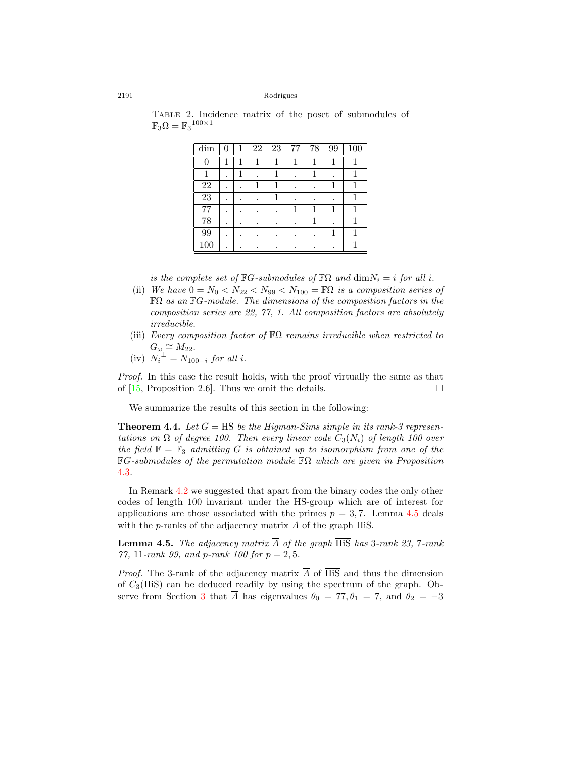TABLE 2. Incidence matrix of the poset of submodules of $\mathbb{F}_3\Omega = \mathbb{F}_3{}^{100\times 1}$

| dim | 0 | 1 | 22 | 23 | 77 | 78 | 99 | 100 |
|---|---|---|---|---|---|---|---|---|
| 0 | 1 | 1 | 1 | 1 | 1 | 1 | 1 | 1 |
| 1 | . | 1 | . | 1 | . | 1 | . | 1 |
| 22 | . | . | 1 | 1 | . | . | 1 | 1 |
| 23 | . | . | . | 1 | . | . | . | 1 |
| 77 | . | . | . | . | 1 | 1 | 1 | 1 |
| 78 | . | . | . | . | . | 1 | . | 1 |
| 99 | . | . | . | . | . | . | 1 | 1 |
| 100 | . | . | . | . | . | . | . | 1 |

*is the complete set of $\mathbb{F}G$-submodules of $\mathbb{F}\Omega$ and $\dim N_i = i$ for all $i$.*

(ii) *We have $0 = N_0 < N_{22} < N_{99} < N_{100} = \mathbb{F}\Omega$ is a composition series of $\mathbb{F}\Omega$ as an $\mathbb{F}G$-module. The dimensions of the composition factors in the composition series are 22, 77, 1. All composition factors are absolutely irreducible.*

(iii) *Every composition factor of $\mathbb{F}\Omega$ remains irreducible when restricted to $G_\omega \cong M_{22}$.*

(iv) *${N_i}^{\perp} = N_{100-i}$ for all $i$.*

*Proof.* In this case the result holds, with the proof virtually the same as that of [15, Proposition 2.6]. Thus we omit the details. □

We summarize the results of this section in the following:

**Theorem 4.4.** *Let $G = \mathrm{HS}$ be the Higman-Sims simple in its rank-3 representations on $\Omega$ of degree 100. Then every linear code $C_3(N_i)$ of length 100 over the field $\mathbb{F} = \mathbb{F}_3$ admitting $G$ is obtained up to isomorphism from one of the $\mathbb{F}G$-submodules of the permutation module $\mathbb{F}\Omega$ which are given in Proposition 4.3.*

In Remark 4.2 we suggested that apart from the binary codes the only other codes of length 100 invariant under the HS-group which are of interest for applications are those associated with the primes $p = 3, 7$. Lemma 4.5 deals with the $p$-ranks of the adjacency matrix $\overline{A}$ of the graph $\overline{\mathrm{HiS}}$.

**Lemma 4.5.** *The adjacency matrix $\overline{A}$ of the graph $\overline{\mathrm{HiS}}$ has 3-rank 23, 7-rank 77, 11-rank 99, and $p$-rank 100 for $p = 2, 5$.*

*Proof.* The 3-rank of the adjacency matrix $\overline{A}$ of $\overline{\mathrm{HiS}}$ and thus the dimension of $C_3(\overline{\mathrm{HiS}})$ can be deduced readily by using the spectrum of the graph. Observe from Section 3 that $\overline{A}$ has eigenvalues $\theta_0 = 77, \theta_1 = 7$, and $\theta_2 = -3$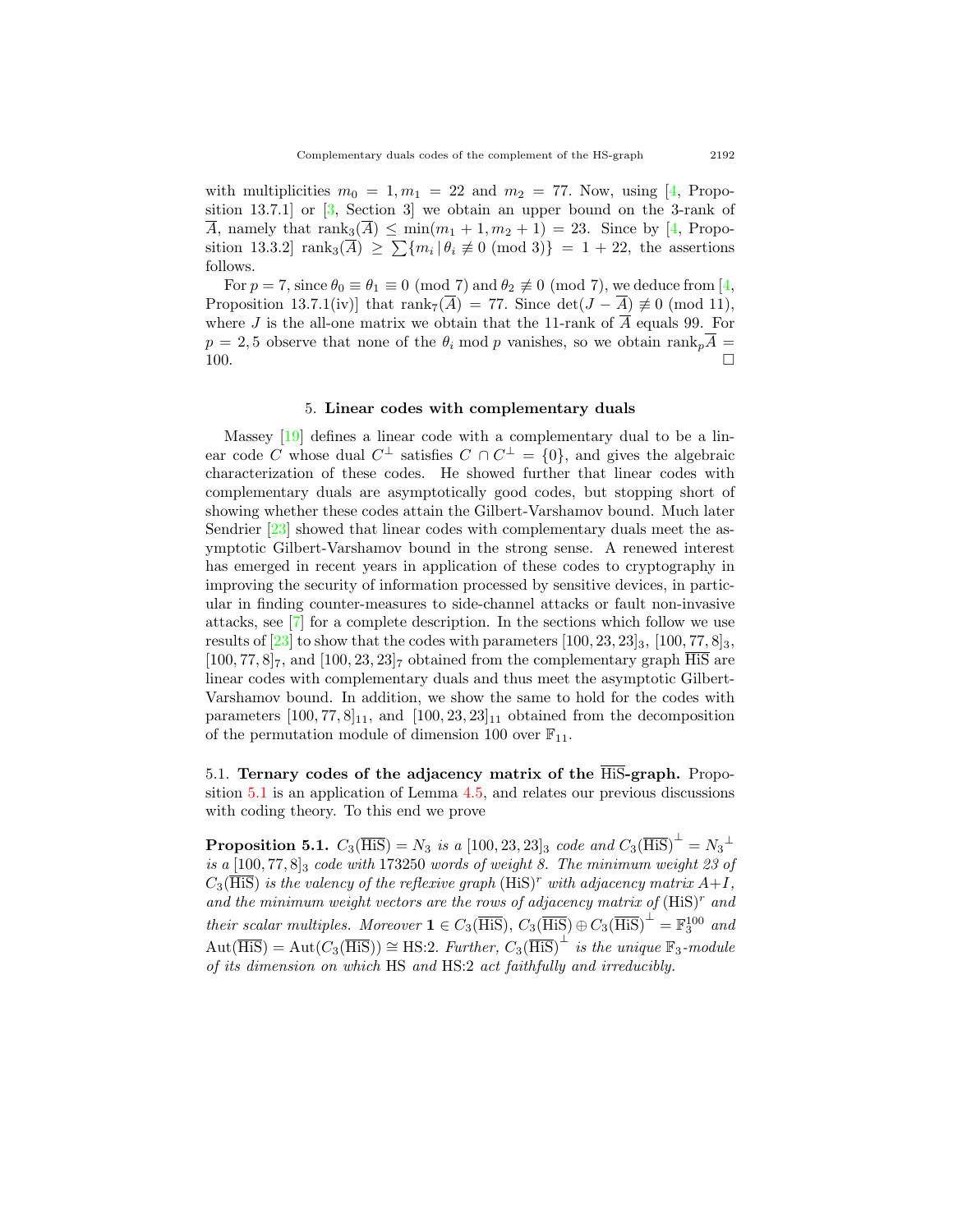with multiplicities $m_0 = 1, m_1 = 22$ and $m_2 = 77$. Now, using [4, Proposition 13.7.1] or [3, Section 3] we obtain an upper bound on the 3-rank of $\overline{A}$, namely that $\text{rank}_3(\overline{A}) \leq \min(m_1 + 1, m_2 + 1) = 23$. Since by [4, Proposition 13.3.2] $\text{rank}_3(\overline{A}) \geq \sum\{m_i \,|\, \theta_i \not\equiv 0 \pmod 3\} = 1 + 22$, the assertions follows.

For $p = 7$, since $\theta_0 \equiv \theta_1 \equiv 0 \pmod 7$ and $\theta_2 \not\equiv 0 \pmod 7$, we deduce from [4, Proposition 13.7.1(iv)] that $\text{rank}_7(\overline{A}) = 77$. Since $\det(J - \overline{A}) \not\equiv 0 \pmod{11}$, where $J$ is the all-one matrix we obtain that the 11-rank of $\overline{A}$ equals 99. For $p = 2, 5$ observe that none of the $\theta_i \bmod p$ vanishes, so we obtain $\text{rank}_p\overline{A} = 100$. □

## 5. Linear codes with complementary duals

Massey [19] defines a linear code with a complementary dual to be a linear code $C$ whose dual $C^\perp$ satisfies $C \cap C^\perp = \{0\}$, and gives the algebraic characterization of these codes. He showed further that linear codes with complementary duals are asymptotically good codes, but stopping short of showing whether these codes attain the Gilbert-Varshamov bound. Much later Sendrier [23] showed that linear codes with complementary duals meet the asymptotic Gilbert-Varshamov bound in the strong sense. A renewed interest has emerged in recent years in application of these codes to cryptography in improving the security of information processed by sensitive devices, in particular in finding counter-measures to side-channel attacks or fault non-invasive attacks, see [7] for a complete description. In the sections which follow we use results of [23] to show that the codes with parameters $[100, 23, 23]_3$, $[100, 77, 8]_3$, $[100, 77, 8]_7$, and $[100, 23, 23]_7$ obtained from the complementary graph $\overline{\text{HiS}}$ are linear codes with complementary duals and thus meet the asymptotic Gilbert-Varshamov bound. In addition, we show the same to hold for the codes with parameters $[100, 77, 8]_{11}$, and $[100, 23, 23]_{11}$ obtained from the decomposition of the permutation module of dimension 100 over $\mathbb{F}_{11}$.

### 5.1. Ternary codes of the adjacency matrix of the $\overline{\text{HiS}}$-graph.

Proposition 5.1 is an application of Lemma 4.5, and relates our previous discussions with coding theory. To this end we prove

**Proposition 5.1.** *$C_3(\overline{\text{HiS}}) = N_3$ is a $[100, 23, 23]_3$ code and $C_3(\overline{\text{HiS}})^\perp = {N_3}^\perp$ is a $[100, 77, 8]_3$ code with 173250 words of weight 8. The minimum weight 23 of $C_3(\overline{\text{HiS}})$ is the valency of the reflexive graph $(\text{HiS})^r$ with adjacency matrix $A+I$, and the minimum weight vectors are the rows of adjacency matrix of $(\text{HiS})^r$ and their scalar multiples. Moreover $\mathbf{1} \in C_3(\overline{\text{HiS}})$, $C_3(\overline{\text{HiS}}) \oplus C_3(\overline{\text{HiS}})^\perp = \mathbb{F}_3^{100}$ and $\text{Aut}(\overline{\text{HiS}}) = \text{Aut}(C_3(\overline{\text{HiS}})) \cong \text{HS:2}$. Further, $C_3(\overline{\text{HiS}})^\perp$ is the unique $\mathbb{F}_3$-module of its dimension on which HS and HS:2 act faithfully and irreducibly.*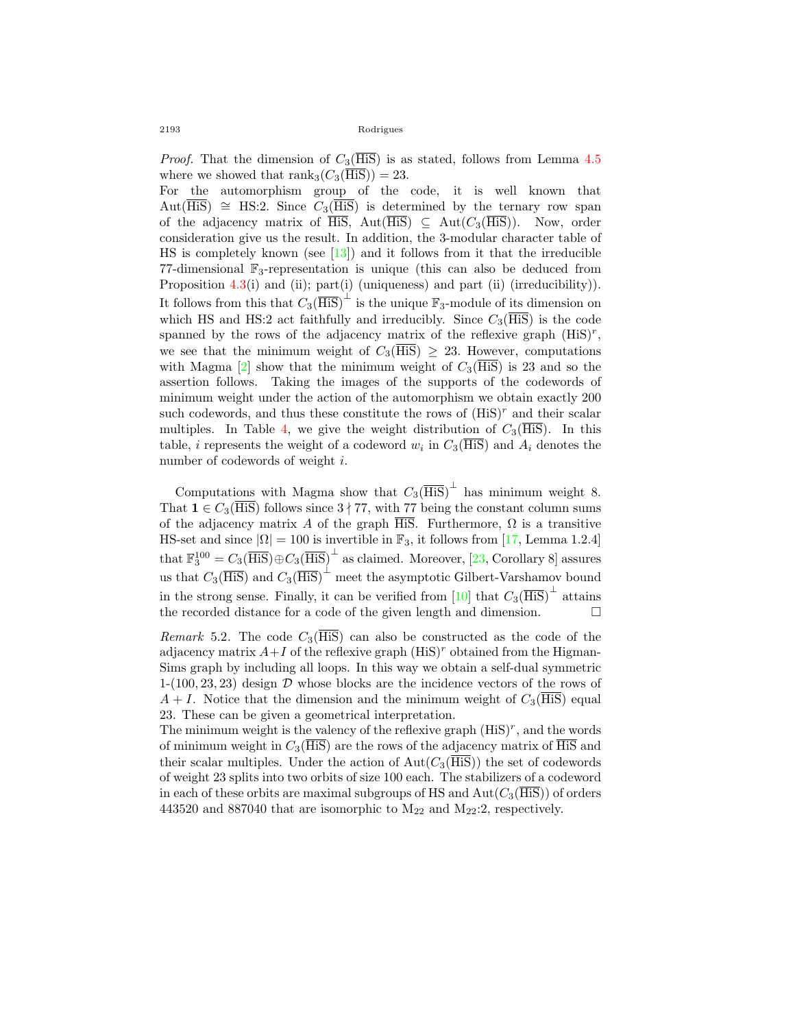*Proof.* That the dimension of $C_3(\overline{\text{HiS}})$ is as stated, follows from Lemma 4.5 where we showed that $\text{rank}_3(C_3(\overline{\text{HiS}})) = 23$.

For the automorphism group of the code, it is well known that $\text{Aut}(\overline{\text{HiS}}) \cong \text{HS}{:}2$. Since $C_3(\overline{\text{HiS}})$ is determined by the ternary row span of the adjacency matrix of $\overline{\text{HiS}}$, $\text{Aut}(\overline{\text{HiS}}) \subseteq \text{Aut}(C_3(\overline{\text{HiS}}))$. Now, order consideration give us the result. In addition, the 3-modular character table of HS is completely known (see [13]) and it follows from it that the irreducible 77-dimensional $\mathbb{F}_3$-representation is unique (this can also be deduced from Proposition 4.3(i) and (ii); part(i) (uniqueness) and part (ii) (irreducibility)). It follows from this that $C_3(\overline{\text{HiS}})^{\perp}$ is the unique $\mathbb{F}_3$-module of its dimension on which HS and HS:2 act faithfully and irreducibly. Since $C_3(\overline{\text{HiS}})$ is the code spanned by the rows of the adjacency matrix of the reflexive graph $(\text{HiS})^r$, we see that the minimum weight of $C_3(\overline{\text{HiS}}) \geq 23$. However, computations with Magma [2] show that the minimum weight of $C_3(\overline{\text{HiS}})$ is 23 and so the assertion follows. Taking the images of the supports of the codewords of minimum weight under the action of the automorphism we obtain exactly 200 such codewords, and thus these constitute the rows of $(\text{HiS})^r$ and their scalar multiples. In Table 4, we give the weight distribution of $C_3(\overline{\text{HiS}})$. In this table, $i$ represents the weight of a codeword $w_i$ in $C_3(\overline{\text{HiS}})$ and $A_i$ denotes the number of codewords of weight $i$.

Computations with Magma show that $C_3(\overline{\text{HiS}})^{\perp}$ has minimum weight 8. That $\mathbf{1} \in C_3(\overline{\text{HiS}})$ follows since $3 \nmid 77$, with 77 being the constant column sums of the adjacency matrix $A$ of the graph $\overline{\text{HiS}}$. Furthermore, $\Omega$ is a transitive HS-set and since $|\Omega| = 100$ is invertible in $\mathbb{F}_3$, it follows from [17, Lemma 1.2.4] that $\mathbb{F}_3^{100} = C_3(\overline{\text{HiS}}) \oplus C_3(\overline{\text{HiS}})^{\perp}$ as claimed. Moreover, [23, Corollary 8] assures us that $C_3(\overline{\text{HiS}})$ and $C_3(\overline{\text{HiS}})^{\perp}$ meet the asymptotic Gilbert-Varshamov bound in the strong sense. Finally, it can be verified from [10] that $C_3(\overline{\text{HiS}})^{\perp}$ attains the recorded distance for a code of the given length and dimension. $\square$

*Remark* 5.2. The code $C_3(\overline{\text{HiS}})$ can also be constructed as the code of the adjacency matrix $A+I$ of the reflexive graph $(\text{HiS})^r$ obtained from the Higman-Sims graph by including all loops. In this way we obtain a self-dual symmetric 1-$(100, 23, 23)$ design $\mathcal{D}$ whose blocks are the incidence vectors of the rows of $A + I$. Notice that the dimension and the minimum weight of $C_3(\overline{\text{HiS}})$ equal 23. These can be given a geometrical interpretation.

The minimum weight is the valency of the reflexive graph $(\text{HiS})^r$, and the words of minimum weight in $C_3(\overline{\text{HiS}})$ are the rows of the adjacency matrix of $\overline{\text{HiS}}$ and their scalar multiples. Under the action of $\text{Aut}(C_3(\overline{\text{HiS}}))$ the set of codewords of weight 23 splits into two orbits of size 100 each. The stabilizers of a codeword in each of these orbits are maximal subgroups of HS and $\text{Aut}(C_3(\overline{\text{HiS}}))$ of orders 443520 and 887040 that are isomorphic to $\text{M}_{22}$ and $\text{M}_{22}{:}2$, respectively.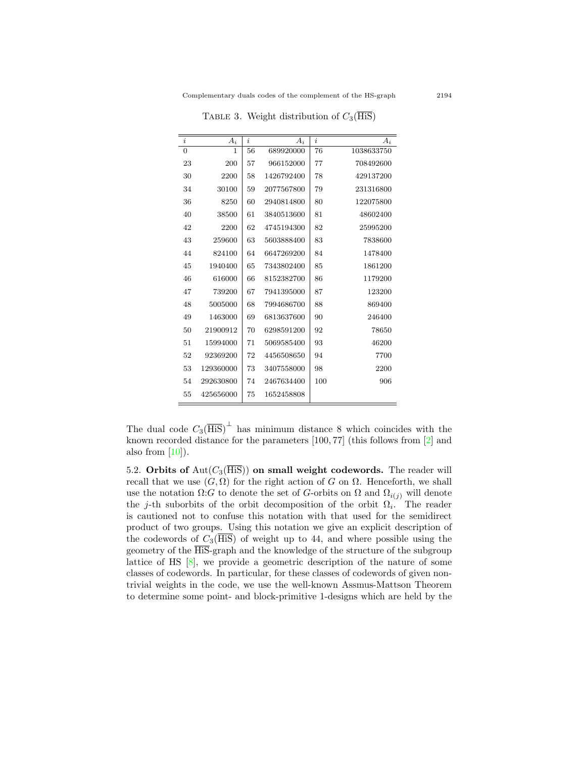TABLE 3. Weight distribution of $C_3(\overline{\text{HiS}})$

| $i$ | $A_i$ | $i$ | $A_i$ | $i$ | $A_i$ |
|---|---|---|---|---|---|
| 0 | 1 | 56 | 689920000 | 76 | 1038633750 |
| 23 | 200 | 57 | 966152000 | 77 | 708492600 |
| 30 | 2200 | 58 | 1426792400 | 78 | 429137200 |
| 34 | 30100 | 59 | 2077567800 | 79 | 231316800 |
| 36 | 8250 | 60 | 2940814800 | 80 | 122075800 |
| 40 | 38500 | 61 | 3840513600 | 81 | 48602400 |
| 42 | 2200 | 62 | 4745194300 | 82 | 25995200 |
| 43 | 259600 | 63 | 5603888400 | 83 | 7838600 |
| 44 | 824100 | 64 | 6647269200 | 84 | 1478400 |
| 45 | 1940400 | 65 | 7343802400 | 85 | 1861200 |
| 46 | 616000 | 66 | 8152382700 | 86 | 1179200 |
| 47 | 739200 | 67 | 7941395000 | 87 | 123200 |
| 48 | 5005000 | 68 | 7994686700 | 88 | 869400 |
| 49 | 1463000 | 69 | 6813637600 | 90 | 246400 |
| 50 | 21900912 | 70 | 6298591200 | 92 | 78650 |
| 51 | 15994000 | 71 | 5069585400 | 93 | 46200 |
| 52 | 92369200 | 72 | 4456508650 | 94 | 7700 |
| 53 | 129360000 | 73 | 3407558000 | 98 | 2200 |
| 54 | 292630800 | 74 | 2467634400 | 100 | 906 |
| 55 | 425656000 | 75 | 1652458808 | | |

The dual code $C_3(\overline{\text{HiS}})^{\perp}$ has minimum distance 8 which coincides with the known recorded distance for the parameters $[100, 77]$ (this follows from [2] and also from [10]).

5.2. **Orbits of** $\text{Aut}(C_3(\overline{\text{HiS}}))$ **on small weight codewords.** The reader will recall that we use $(G, \Omega)$ for the right action of $G$ on $\Omega$. Henceforth, we shall use the notation $\Omega{:}G$ to denote the set of $G$-orbits on $\Omega$ and $\Omega_{i(j)}$ will denote the $j$-th suborbits of the orbit decomposition of the orbit $\Omega_i$. The reader is cautioned not to confuse this notation with that used for the semidirect product of two groups. Using this notation we give an explicit description of the codewords of $C_3(\overline{\text{HiS}})$ of weight up to 44, and where possible using the geometry of the $\overline{\text{HiS}}$-graph and the knowledge of the structure of the subgroup lattice of HS [8], we provide a geometric description of the nature of some classes of codewords. In particular, for these classes of codewords of given non-trivial weights in the code, we use the well-known Assmus-Mattson Theorem to determine some point- and block-primitive 1-designs which are held by the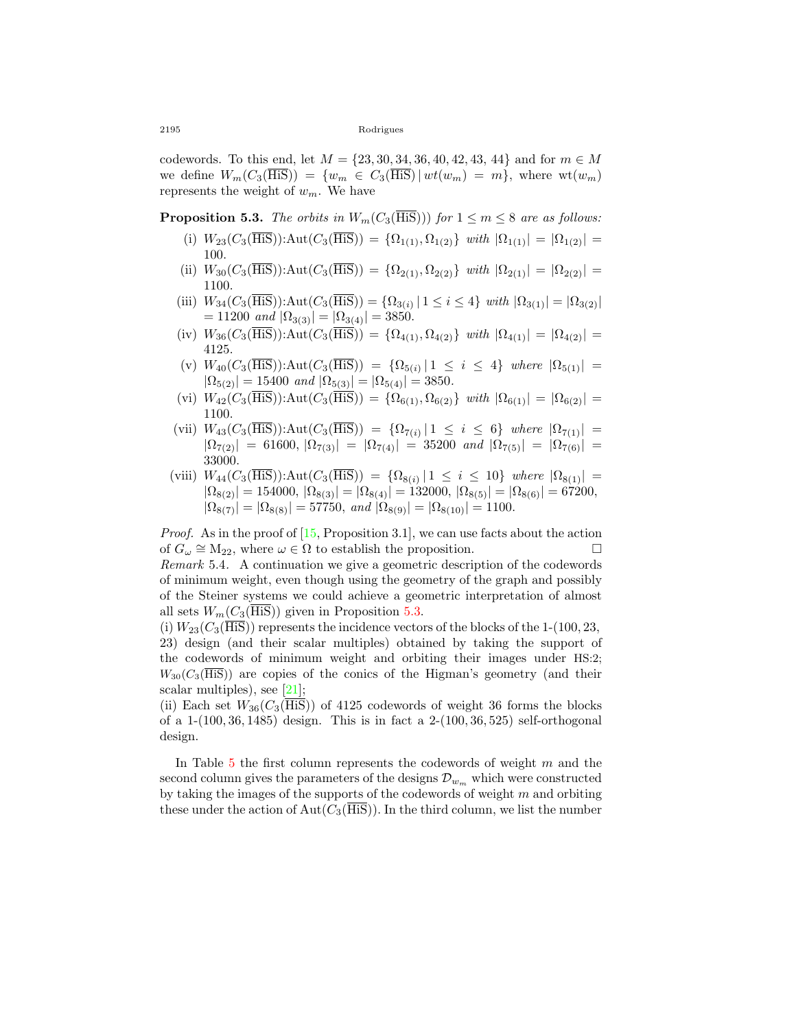codewords. To this end, let $M = \{23, 30, 34, 36, 40, 42, 43, 44\}$ and for $m \in M$ we define $W_m(C_3(\overline{\text{HiS}})) = \{w_m \in C_3(\overline{\text{HiS}}) \,|\, wt(w_m) = m\}$, where $\text{wt}(w_m)$ represents the weight of $w_m$. We have

**Proposition 5.3.** *The orbits in* $W_m(C_3(\overline{\text{HiS}})))$ *for* $1 \leq m \leq 8$ *are as follows:*

(i) $W_{23}(C_3(\overline{\text{HiS}}))\text{:Aut}(C_3(\overline{\text{HiS}})) = \{\Omega_{1(1)}, \Omega_{1(2)}\}$ *with* $|\Omega_{1(1)}| = |\Omega_{1(2)}| = 100$.

(ii) $W_{30}(C_3(\overline{\text{HiS}}))\text{:Aut}(C_3(\overline{\text{HiS}})) = \{\Omega_{2(1)}, \Omega_{2(2)}\}$ *with* $|\Omega_{2(1)}| = |\Omega_{2(2)}| = 1100$.

(iii) $W_{34}(C_3(\overline{\text{HiS}}))\text{:Aut}(C_3(\overline{\text{HiS}})) = \{\Omega_{3(i)} \,|\, 1 \leq i \leq 4\}$ *with* $|\Omega_{3(1)}| = |\Omega_{3(2)}| = 11200$ *and* $|\Omega_{3(3)}| = |\Omega_{3(4)}| = 3850$.

(iv) $W_{36}(C_3(\overline{\text{HiS}}))\text{:Aut}(C_3(\overline{\text{HiS}})) = \{\Omega_{4(1)}, \Omega_{4(2)}\}$ *with* $|\Omega_{4(1)}| = |\Omega_{4(2)}| = 4125$.

(v) $W_{40}(C_3(\overline{\text{HiS}}))\text{:Aut}(C_3(\overline{\text{HiS}})) = \{\Omega_{5(i)} \,|\, 1 \leq i \leq 4\}$ *where* $|\Omega_{5(1)}| = |\Omega_{5(2)}| = 15400$ *and* $|\Omega_{5(3)}| = |\Omega_{5(4)}| = 3850$.

(vi) $W_{42}(C_3(\overline{\text{HiS}}))\text{:Aut}(C_3(\overline{\text{HiS}})) = \{\Omega_{6(1)}, \Omega_{6(2)}\}$ *with* $|\Omega_{6(1)}| = |\Omega_{6(2)}| = 1100$.

(vii) $W_{43}(C_3(\overline{\text{HiS}}))\text{:Aut}(C_3(\overline{\text{HiS}})) = \{\Omega_{7(i)} \,|\, 1 \leq i \leq 6\}$ *where* $|\Omega_{7(1)}| = |\Omega_{7(2)}| = 61600$, $|\Omega_{7(3)}| = |\Omega_{7(4)}| = 35200$ *and* $|\Omega_{7(5)}| = |\Omega_{7(6)}| = 33000$.

(viii) $W_{44}(C_3(\overline{\text{HiS}}))\text{:Aut}(C_3(\overline{\text{HiS}})) = \{\Omega_{8(i)} \,|\, 1 \leq i \leq 10\}$ *where* $|\Omega_{8(1)}| = |\Omega_{8(2)}| = 154000$, $|\Omega_{8(3)}| = |\Omega_{8(4)}| = 132000$, $|\Omega_{8(5)}| = |\Omega_{8(6)}| = 67200$, $|\Omega_{8(7)}| = |\Omega_{8(8)}| = 57750$, *and* $|\Omega_{8(9)}| = |\Omega_{8(10)}| = 1100$.

*Proof.* As in the proof of [15, Proposition 3.1], we can use facts about the action of $G_\omega \cong \text{M}_{22}$, where $\omega \in \Omega$ to establish the proposition. □

*Remark* 5.4. A continuation we give a geometric description of the codewords of minimum weight, even though using the geometry of the graph and possibly of the Steiner systems we could achieve a geometric interpretation of almost all sets $W_m(C_3(\overline{\text{HiS}}))$ given in Proposition 5.3.

(i) $W_{23}(C_3(\overline{\text{HiS}}))$ represents the incidence vectors of the blocks of the 1-(100, 23, 23) design (and their scalar multiples) obtained by taking the support of the codewords of minimum weight and orbiting their images under HS:2; $W_{30}(C_3(\overline{\text{HiS}}))$ are copies of the conics of the Higman's geometry (and their scalar multiples), see [21];

(ii) Each set $W_{36}(C_3(\overline{\text{HiS}}))$ of 4125 codewords of weight 36 forms the blocks of a 1-(100, 36, 1485) design. This is in fact a 2-(100, 36, 525) self-orthogonal design.

In Table 5 the first column represents the codewords of weight $m$ and the second column gives the parameters of the designs $\mathcal{D}_{w_m}$ which were constructed by taking the images of the supports of the codewords of weight $m$ and orbiting these under the action of $\text{Aut}(C_3(\overline{\text{HiS}}))$. In the third column, we list the number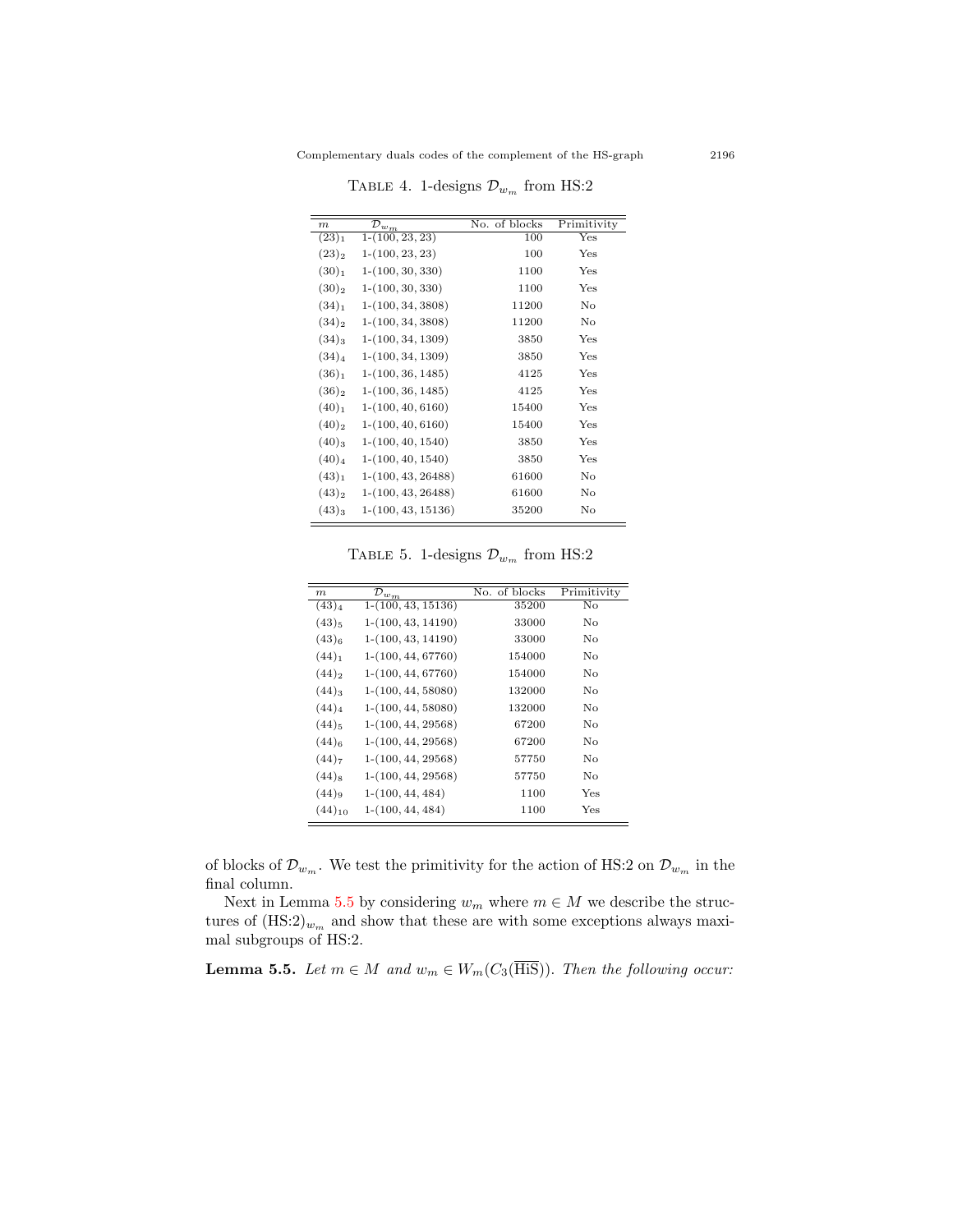TABLE 4. 1-designs $\mathcal{D}_{w_m}$ from HS:2

| $m$ | $\mathcal{D}_{w_m}$ | No. of blocks | Primitivity |
|---|---|---|---|
| $(23)_1$ | 1-(100, 23, 23) | 100 | Yes |
| $(23)_2$ | 1-(100, 23, 23) | 100 | Yes |
| $(30)_1$ | 1-(100, 30, 330) | 1100 | Yes |
| $(30)_2$ | 1-(100, 30, 330) | 1100 | Yes |
| $(34)_1$ | 1-(100, 34, 3808) | 11200 | No |
| $(34)_2$ | 1-(100, 34, 3808) | 11200 | No |
| $(34)_3$ | 1-(100, 34, 1309) | 3850 | Yes |
| $(34)_4$ | 1-(100, 34, 1309) | 3850 | Yes |
| $(36)_1$ | 1-(100, 36, 1485) | 4125 | Yes |
| $(36)_2$ | 1-(100, 36, 1485) | 4125 | Yes |
| $(40)_1$ | 1-(100, 40, 6160) | 15400 | Yes |
| $(40)_2$ | 1-(100, 40, 6160) | 15400 | Yes |
| $(40)_3$ | 1-(100, 40, 1540) | 3850 | Yes |
| $(40)_4$ | 1-(100, 40, 1540) | 3850 | Yes |
| $(43)_1$ | 1-(100, 43, 26488) | 61600 | No |
| $(43)_2$ | 1-(100, 43, 26488) | 61600 | No |
| $(43)_3$ | 1-(100, 43, 15136) | 35200 | No |

TABLE 5. 1-designs $\mathcal{D}_{w_m}$ from HS:2

| $m$ | $\mathcal{D}_{w_m}$ | No. of blocks | Primitivity |
|---|---|---|---|
| $(43)_4$ | 1-(100, 43, 15136) | 35200 | No |
| $(43)_5$ | 1-(100, 43, 14190) | 33000 | No |
| $(43)_6$ | 1-(100, 43, 14190) | 33000 | No |
| $(44)_1$ | 1-(100, 44, 67760) | 154000 | No |
| $(44)_2$ | 1-(100, 44, 67760) | 154000 | No |
| $(44)_3$ | 1-(100, 44, 58080) | 132000 | No |
| $(44)_4$ | 1-(100, 44, 58080) | 132000 | No |
| $(44)_5$ | 1-(100, 44, 29568) | 67200 | No |
| $(44)_6$ | 1-(100, 44, 29568) | 67200 | No |
| $(44)_7$ | 1-(100, 44, 29568) | 57750 | No |
| $(44)_8$ | 1-(100, 44, 29568) | 57750 | No |
| $(44)_9$ | 1-(100, 44, 484) | 1100 | Yes |
| $(44)_{10}$ | 1-(100, 44, 484) | 1100 | Yes |

of blocks of $\mathcal{D}_{w_m}$. We test the primitivity for the action of HS:2 on $\mathcal{D}_{w_m}$ in the final column.

Next in Lemma 5.5 by considering $w_m$ where $m \in M$ we describe the structures of $(\text{HS:2})_{w_m}$ and show that these are with some exceptions always maximal subgroups of HS:2.

**Lemma 5.5.** *Let $m \in M$ and $w_m \in W_m(C_3(\overline{\text{HiS}}))$. Then the following occur:*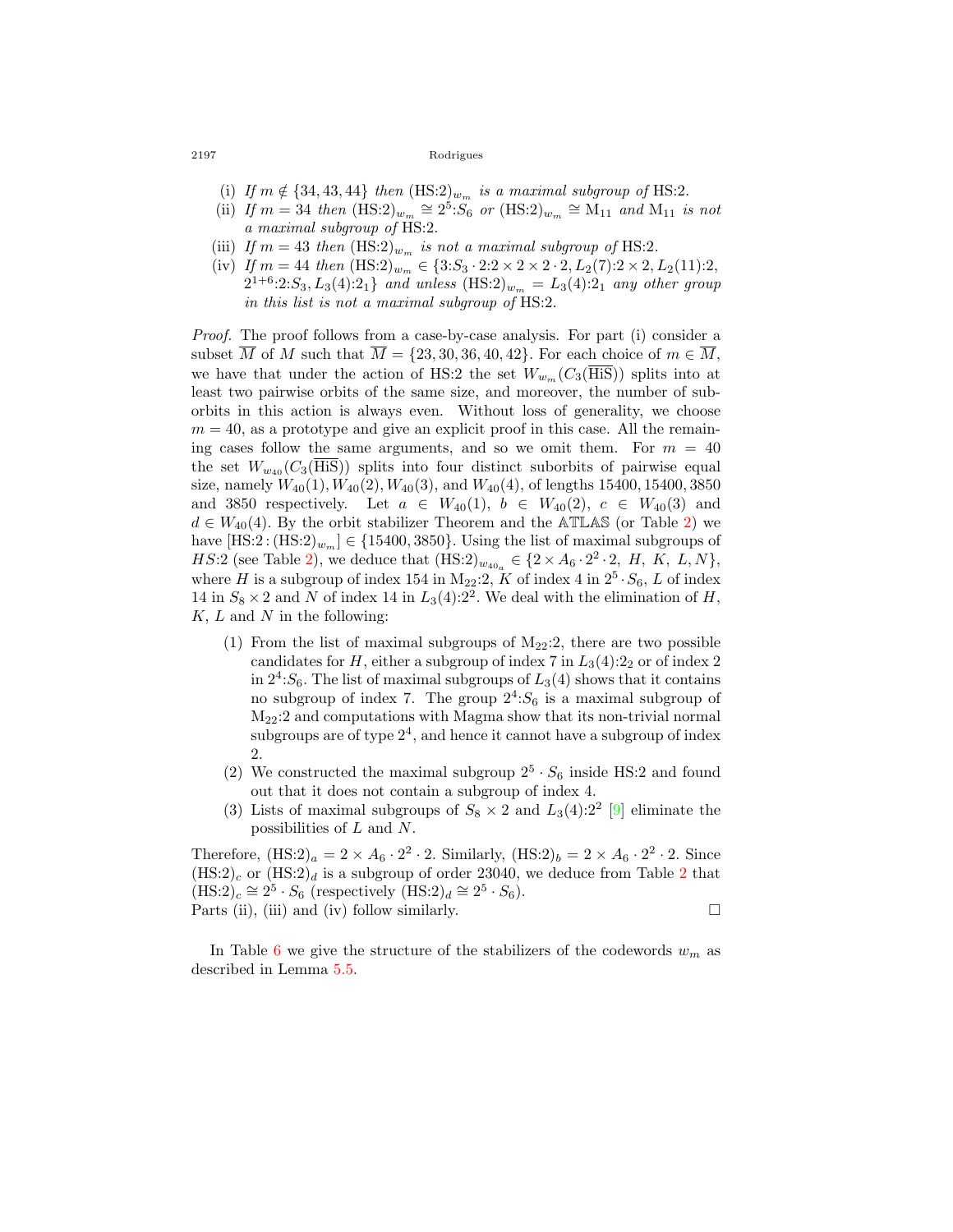(i) *If* $m \notin \{34, 43, 44\}$ *then* $(\mathrm{HS}{:}2)_{w_m}$ *is a maximal subgroup of* HS:2.

(ii) *If* $m = 34$ *then* $(\mathrm{HS}{:}2)_{w_m} \cong 2^5{:}S_6$ *or* $(\mathrm{HS}{:}2)_{w_m} \cong \mathrm{M}_{11}$ *and* $\mathrm{M}_{11}$ *is not a maximal subgroup of* HS:2.

(iii) *If* $m = 43$ *then* $(\mathrm{HS}{:}2)_{w_m}$ *is not a maximal subgroup of* HS:2.

(iv) *If* $m = 44$ *then* $(\mathrm{HS}{:}2)_{w_m} \in \{3{:}S_3 \cdot 2{:}2 \times 2 \times 2 \cdot 2, L_2(7){:}2 \times 2, L_2(11){:}2, 2^{1+6}{:}2{:}S_3, L_3(4){:}2_1\}$ *and unless* $(\mathrm{HS}{:}2)_{w_m} = L_3(4){:}2_1$ *any other group in this list is not a maximal subgroup of* HS:2.

*Proof.* The proof follows from a case-by-case analysis. For part (i) consider a subset $\overline{M}$ of $M$ such that $\overline{M} = \{23, 30, 36, 40, 42\}$. For each choice of $m \in \overline{M}$, we have that under the action of HS:2 the set $W_{w_m}(C_3(\overline{\mathrm{HiS}}))$ splits into at least two pairwise orbits of the same size, and moreover, the number of suborbits in this action is always even. Without loss of generality, we choose $m = 40$, as a prototype and give an explicit proof in this case. All the remaining cases follow the same arguments, and so we omit them. For $m = 40$ the set $W_{w_{40}}(C_3(\overline{\mathrm{HiS}}))$ splits into four distinct suborbits of pairwise equal size, namely $W_{40}(1), W_{40}(2), W_{40}(3)$, and $W_{40}(4)$, of lengths 15400, 15400, 3850 and 3850 respectively. Let $a \in W_{40}(1)$, $b \in W_{40}(2)$, $c \in W_{40}(3)$ and $d \in W_{40}(4)$. By the orbit stabilizer Theorem and the $\mathbb{ATLAS}$ (or Table 2) we have $[\mathrm{HS}{:}2 : (\mathrm{HS}{:}2)_{w_m}] \in \{15400, 3850\}$. Using the list of maximal subgroups of $HS{:}2$ (see Table 2), we deduce that $(\mathrm{HS}{:}2)_{w_{40_a}} \in \{2 \times A_6 \cdot 2^2 \cdot 2,\ H,\ K,\ L, N\}$, where $H$ is a subgroup of index 154 in $\mathrm{M}_{22}{:}2$, $K$ of index 4 in $2^5 \cdot S_6$, $L$ of index 14 in $S_8 \times 2$ and $N$ of index 14 in $L_3(4){:}2^2$. We deal with the elimination of $H$, $K$, $L$ and $N$ in the following:

1. From the list of maximal subgroups of $\mathrm{M}_{22}{:}2$, there are two possible candidates for $H$, either a subgroup of index 7 in $L_3(4){:}2_2$ or of index 2 in $2^4{:}S_6$. The list of maximal subgroups of $L_3(4)$ shows that it contains no subgroup of index 7. The group $2^4{:}S_6$ is a maximal subgroup of $\mathrm{M}_{22}{:}2$ and computations with Magma show that its non-trivial normal subgroups are of type $2^4$, and hence it cannot have a subgroup of index 2.
2. We constructed the maximal subgroup $2^5 \cdot S_6$ inside HS:2 and found out that it does not contain a subgroup of index 4.
3. Lists of maximal subgroups of $S_8 \times 2$ and $L_3(4){:}2^2$ [9] eliminate the possibilities of $L$ and $N$.

Therefore, $(\mathrm{HS}{:}2)_a = 2 \times A_6 \cdot 2^2 \cdot 2$. Similarly, $(\mathrm{HS}{:}2)_b = 2 \times A_6 \cdot 2^2 \cdot 2$. Since $(\mathrm{HS}{:}2)_c$ or $(\mathrm{HS}{:}2)_d$ is a subgroup of order 23040, we deduce from Table 2 that $(\mathrm{HS}{:}2)_c \cong 2^5 \cdot S_6$ (respectively $(\mathrm{HS}{:}2)_d \cong 2^5 \cdot S_6$).
Parts (ii), (iii) and (iv) follow similarly. □

In Table 6 we give the structure of the stabilizers of the codewords $w_m$ as described in Lemma 5.5.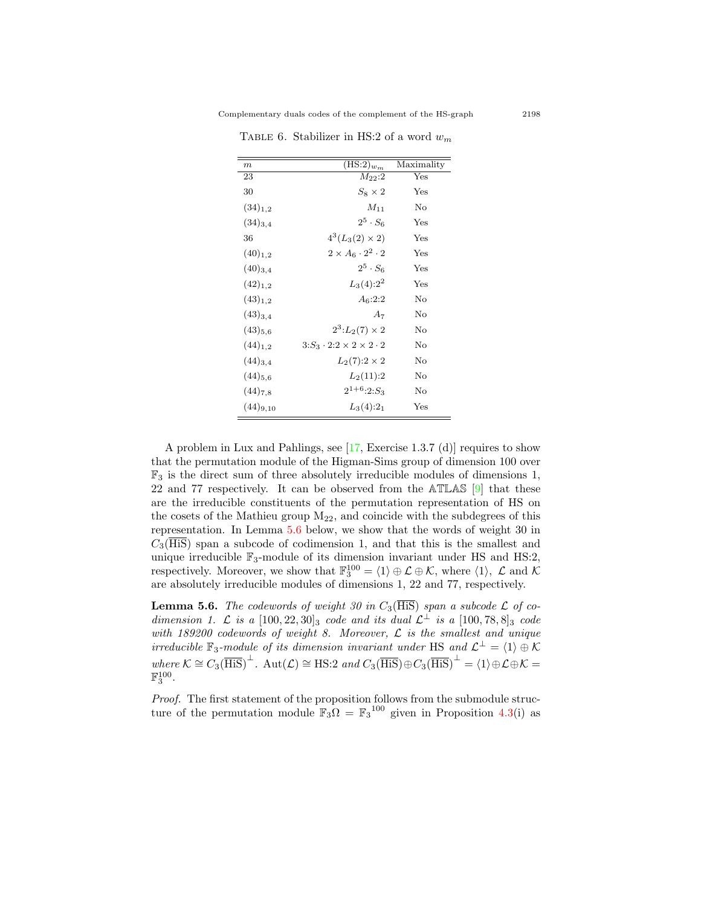TABLE 6. Stabilizer in HS:2 of a word $w_m$

| $m$ | $(\text{HS:2})_{w_m}$ | Maximality |
|---|---|---|
| 23 | $M_{22}{:}2$ | Yes |
| 30 | $S_8 \times 2$ | Yes |
| $(34)_{1,2}$ | $M_{11}$ | No |
| $(34)_{3,4}$ | $2^5 \cdot S_6$ | Yes |
| 36 | $4^3(L_3(2) \times 2)$ | Yes |
| $(40)_{1,2}$ | $2 \times A_6 \cdot 2^2 \cdot 2$ | Yes |
| $(40)_{3,4}$ | $2^5 \cdot S_6$ | Yes |
| $(42)_{1,2}$ | $L_3(4){:}2^2$ | Yes |
| $(43)_{1,2}$ | $A_6{:}2{:}2$ | No |
| $(43)_{3,4}$ | $A_7$ | No |
| $(43)_{5,6}$ | $2^3{:}L_2(7) \times 2$ | No |
| $(44)_{1,2}$ | $3{:}S_3 \cdot 2{:}2 \times 2 \times 2 \cdot 2$ | No |
| $(44)_{3,4}$ | $L_2(7){:}2 \times 2$ | No |
| $(44)_{5,6}$ | $L_2(11){:}2$ | No |
| $(44)_{7,8}$ | $2^{1+6}{:}2{:}S_3$ | No |
| $(44)_{9,10}$ | $L_3(4){:}2_1$ | Yes |

A problem in Lux and Pahlings, see [17, Exercise 1.3.7 (d)] requires to show that the permutation module of the Higman-Sims group of dimension 100 over $\mathbb{F}_3$ is the direct sum of three absolutely irreducible modules of dimensions 1, 22 and 77 respectively. It can be observed from the $\mathbb{ATLAS}$ [9] that these are the irreducible constituents of the permutation representation of HS on the cosets of the Mathieu group $\mathrm{M}_{22}$, and coincide with the subdegrees of this representation. In Lemma 5.6 below, we show that the words of weight 30 in $C_3(\overline{\text{HiS}})$ span a subcode of codimension 1, and that this is the smallest and unique irreducible $\mathbb{F}_3$-module of its dimension invariant under HS and HS:2, respectively. Moreover, we show that $\mathbb{F}_3^{100} = \langle 1 \rangle \oplus \mathcal{L} \oplus \mathcal{K}$, where $\langle 1 \rangle$, $\mathcal{L}$ and $\mathcal{K}$ are absolutely irreducible modules of dimensions 1, 22 and 77, respectively.

**Lemma 5.6.** *The codewords of weight 30 in $C_3(\overline{\text{HiS}})$ span a subcode $\mathcal{L}$ of codimension 1. $\mathcal{L}$ is a $[100, 22, 30]_3$ code and its dual $\mathcal{L}^\perp$ is a $[100, 78, 8]_3$ code with 189200 codewords of weight 8. Moreover, $\mathcal{L}$ is the smallest and unique irreducible $\mathbb{F}_3$-module of its dimension invariant under* HS *and $\mathcal{L}^\perp = \langle 1 \rangle \oplus \mathcal{K}$ where $\mathcal{K} \cong C_3(\overline{\text{HiS}})^\perp$. $\text{Aut}(\mathcal{L}) \cong$ HS:2 and $C_3(\overline{\text{HiS}}) \oplus C_3(\overline{\text{HiS}})^\perp = \langle 1 \rangle \oplus \mathcal{L} \oplus \mathcal{K} = \mathbb{F}_3^{100}$.*

*Proof.* The first statement of the proposition follows from the submodule structure of the permutation module $\mathbb{F}_3\Omega = \mathbb{F}_3{}^{100}$ given in Proposition 4.3(i) as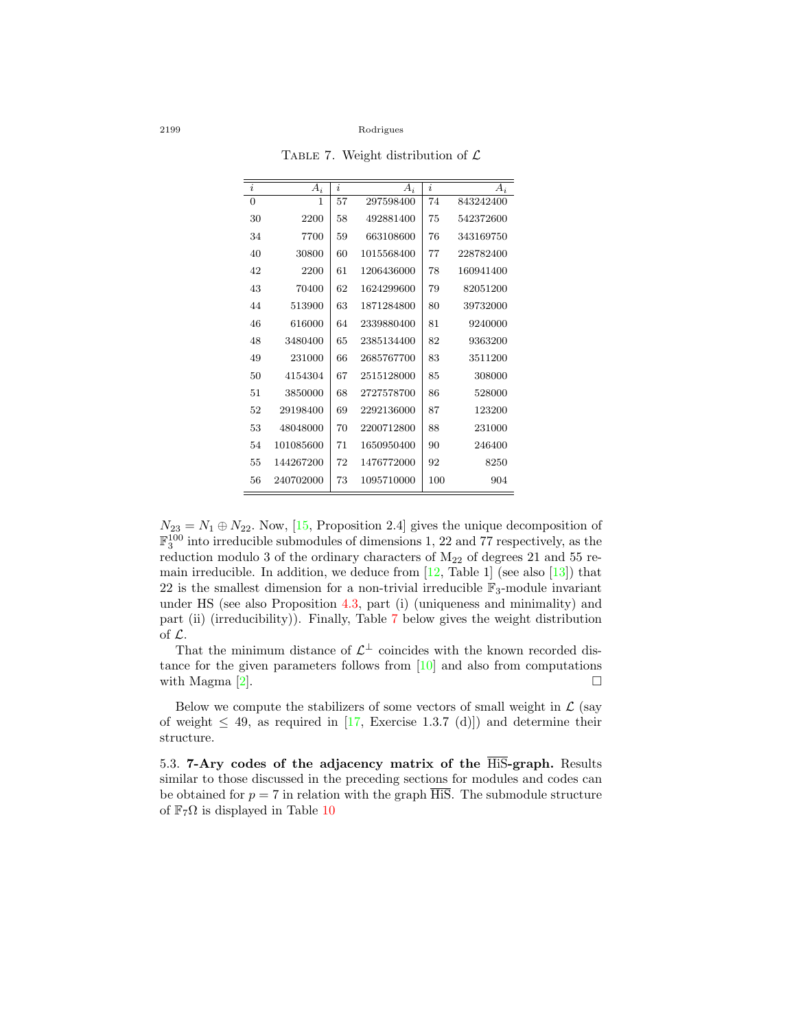TABLE 7. Weight distribution of $\mathcal{L}$

| $i$ | $A_i$ | $i$ | $A_i$ | $i$ | $A_i$ |
|---|---|---|---|---|---|
| 0 | 1 | 57 | 297598400 | 74 | 843242400 |
| 30 | 2200 | 58 | 492881400 | 75 | 542372600 |
| 34 | 7700 | 59 | 663108600 | 76 | 343169750 |
| 40 | 30800 | 60 | 1015568400 | 77 | 228782400 |
| 42 | 2200 | 61 | 1206436000 | 78 | 160941400 |
| 43 | 70400 | 62 | 1624299600 | 79 | 82051200 |
| 44 | 513900 | 63 | 1871284800 | 80 | 39732000 |
| 46 | 616000 | 64 | 2339880400 | 81 | 9240000 |
| 48 | 3480400 | 65 | 2385134400 | 82 | 9363200 |
| 49 | 231000 | 66 | 2685767700 | 83 | 3511200 |
| 50 | 4154304 | 67 | 2515128000 | 85 | 308000 |
| 51 | 3850000 | 68 | 2727578700 | 86 | 528000 |
| 52 | 29198400 | 69 | 2292136000 | 87 | 123200 |
| 53 | 48048000 | 70 | 2200712800 | 88 | 231000 |
| 54 | 101085600 | 71 | 1650950400 | 90 | 246400 |
| 55 | 144267200 | 72 | 1476772000 | 92 | 8250 |
| 56 | 240702000 | 73 | 1095710000 | 100 | 904 |

$N_{23} = N_1 \oplus N_{22}$. Now, [15, Proposition 2.4] gives the unique decomposition of $\mathbb{F}_3^{100}$ into irreducible submodules of dimensions 1, 22 and 77 respectively, as the reduction modulo 3 of the ordinary characters of $\mathrm{M}_{22}$ of degrees 21 and 55 remain irreducible. In addition, we deduce from [12, Table 1] (see also [13]) that 22 is the smallest dimension for a non-trivial irreducible $\mathbb{F}_3$-module invariant under HS (see also Proposition 4.3, part (i) (uniqueness and minimality) and part (ii) (irreducibility)). Finally, Table 7 below gives the weight distribution of $\mathcal{L}$.

That the minimum distance of $\mathcal{L}^{\perp}$ coincides with the known recorded distance for the given parameters follows from [10] and also from computations with Magma [2]. □

Below we compute the stabilizers of some vectors of small weight in $\mathcal{L}$ (say of weight $\leq 49$, as required in [17, Exercise 1.3.7 (d)]) and determine their structure.

5.3. **7-Ary codes of the adjacency matrix of the $\overline{\mathrm{HiS}}$-graph.** Results similar to those discussed in the preceding sections for modules and codes can be obtained for $p = 7$ in relation with the graph $\overline{\mathrm{HiS}}$. The submodule structure of $\mathbb{F}_7\Omega$ is displayed in Table 10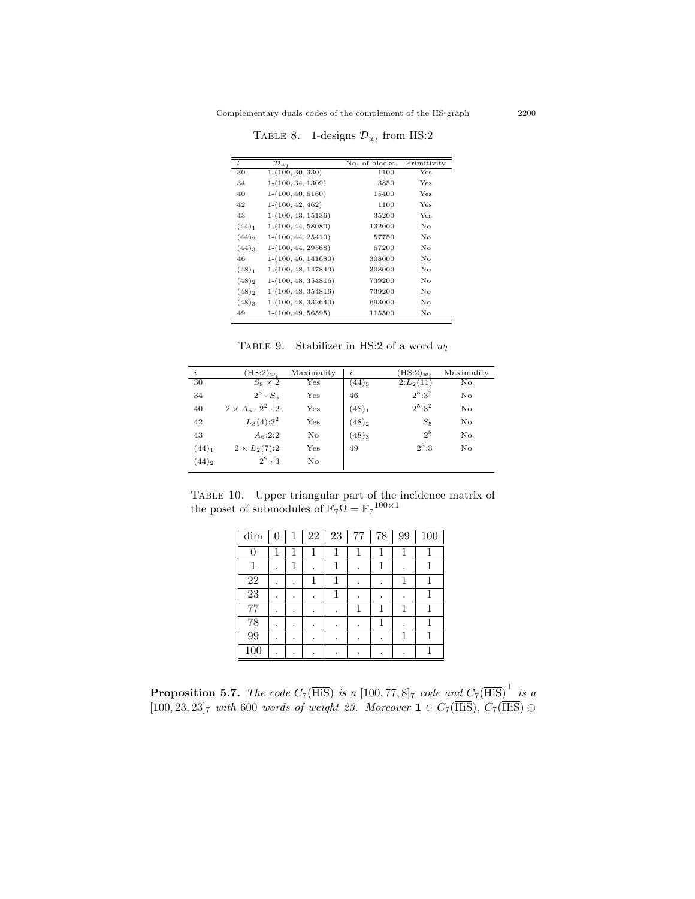Table 8. 1-designs $\mathcal{D}_{w_l}$ from HS:2

| $l$ | $\mathcal{D}_{w_l}$ | No. of blocks | Primitivity |
|---|---|---|---|
| 30 | 1-(100, 30, 330) | 1100 | Yes |
| 34 | 1-(100, 34, 1309) | 3850 | Yes |
| 40 | 1-(100, 40, 6160) | 15400 | Yes |
| 42 | 1-(100, 42, 462) | 1100 | Yes |
| 43 | 1-(100, 43, 15136) | 35200 | Yes |
| $(44)_1$ | 1-(100, 44, 58080) | 132000 | No |
| $(44)_2$ | 1-(100, 44, 25410) | 57750 | No |
| $(44)_3$ | 1-(100, 44, 29568) | 67200 | No |
| 46 | 1-(100, 46, 141680) | 308000 | No |
| $(48)_1$ | 1-(100, 48, 147840) | 308000 | No |
| $(48)_2$ | 1-(100, 48, 354816) | 739200 | No |
| $(48)_2$ | 1-(100, 48, 354816) | 739200 | No |
| $(48)_3$ | 1-(100, 48, 332640) | 693000 | No |
| 49 | 1-(100, 49, 56595) | 115500 | No |

Table 9. Stabilizer in HS:2 of a word $w_l$

| $i$ | $(\text{HS:2})_{w_i}$ | Maximality | $i$ | $(\text{HS:2})_{w_i}$ | Maximality |
|---|---|---|---|---|---|
| 30 | $S_8 \times 2$ | Yes | $(44)_3$ | $2{:}L_2(11)$ | No |
| 34 | $2^5 \cdot S_6$ | Yes | 46 | $2^5{:}3^2$ | No |
| 40 | $2 \times A_6 \cdot 2^2 \cdot 2$ | Yes | $(48)_1$ | $2^5{:}3^2$ | No |
| 42 | $L_3(4){:}2^2$ | Yes | $(48)_2$ | $S_5$ | No |
| 43 | $A_6{:}2{:}2$ | No | $(48)_3$ | $2^8$ | No |
| $(44)_1$ | $2 \times L_2(7){:}2$ | Yes | 49 | $2^8{:}3$ | No |
| $(44)_2$ | $2^9 \cdot 3$ | No | | | |

Table 10. Upper triangular part of the incidence matrix of the poset of submodules of $\mathbb{F}_7\Omega = {\mathbb{F}_7}^{100\times 1}$

| dim | 0 | 1 | 22 | 23 | 77 | 78 | 99 | 100 |
|---|---|---|---|---|---|---|---|---|
| 0 | 1 | 1 | 1 | 1 | 1 | 1 | 1 | 1 |
| 1 | . | 1 | . | 1 | . | 1 | . | 1 |
| 22 | . | . | 1 | 1 | . | . | 1 | 1 |
| 23 | . | . | . | 1 | . | . | . | 1 |
| 77 | . | . | . | . | 1 | 1 | 1 | 1 |
| 78 | . | . | . | . | . | 1 | . | 1 |
| 99 | . | . | . | . | . | . | 1 | 1 |
| 100 | . | . | . | . | . | . | . | 1 |

**Proposition 5.7.** *The code $C_7(\overline{\text{HiS}})$ is a $[100, 77, 8]_7$ code and $C_7(\overline{\text{HiS}})^{\perp}$ is a $[100, 23, 23]_7$ with 600 words of weight 23. Moreover $\mathbf{1} \in C_7(\overline{\text{HiS}})$, $C_7(\overline{\text{HiS}}) \oplus$*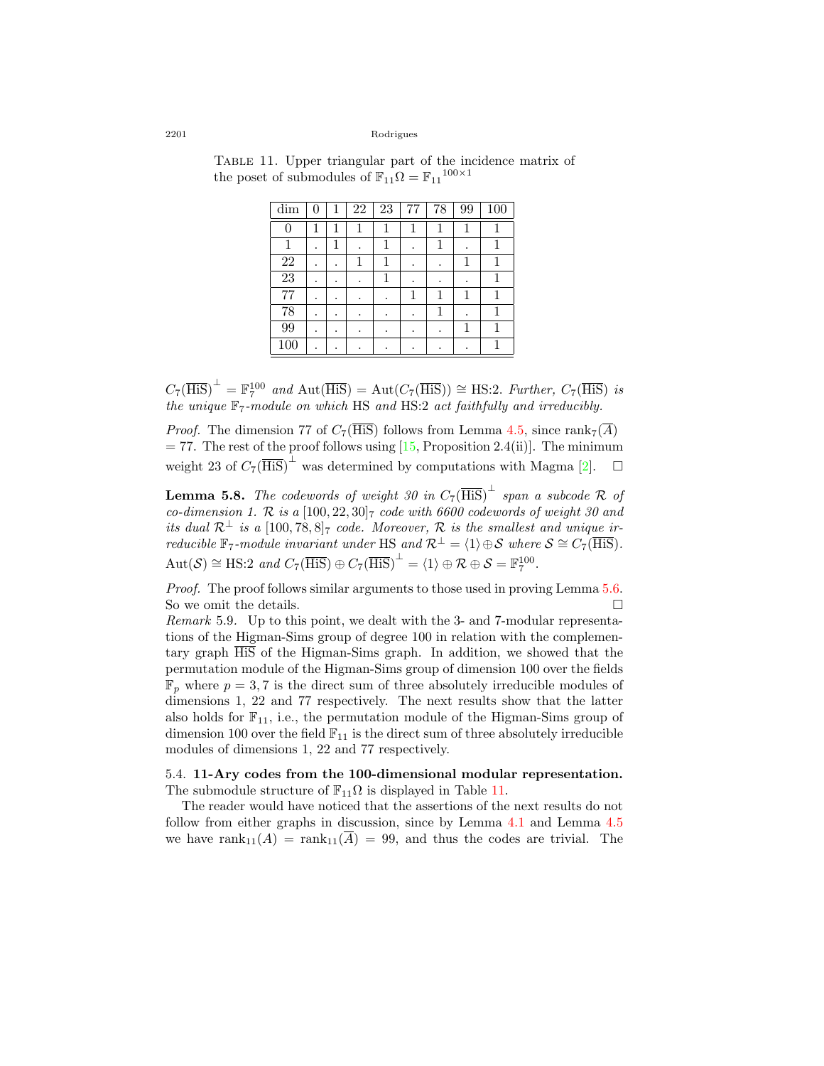Table 11. Upper triangular part of the incidence matrix of the poset of submodules of $\mathbb{F}_{11}\Omega = {\mathbb{F}_{11}}^{100\times 1}$

| dim | 0 | 1 | 22 | 23 | 77 | 78 | 99 | 100 |
|---|---|---|---|---|---|---|---|---|
| 0 | 1 | 1 | 1 | 1 | 1 | 1 | 1 | 1 |
| 1 | . | 1 | . | 1 | . | 1 | . | 1 |
| 22 | . | . | 1 | 1 | . | . | 1 | 1 |
| 23 | . | . | . | 1 | . | . | . | 1 |
| 77 | . | . | . | . | 1 | 1 | 1 | 1 |
| 78 | . | . | . | . | . | 1 | . | 1 |
| 99 | . | . | . | . | . | . | 1 | 1 |
| 100 | . | . | . | . | . | . | . | 1 |

*$C_7(\overline{\mathrm{HiS}})^{\perp} = \mathbb{F}_7^{100}$ and $\mathrm{Aut}(\overline{\mathrm{HiS}}) = \mathrm{Aut}(C_7(\overline{\mathrm{HiS}})) \cong$ HS:2. Further, $C_7(\overline{\mathrm{HiS}})$ is the unique $\mathbb{F}_7$-module on which* HS *and* HS:2 *act faithfully and irreducibly.*

*Proof.* The dimension 77 of $C_7(\overline{\mathrm{HiS}})$ follows from Lemma 4.5, since $\mathrm{rank}_7(\overline{A}) = 77$. The rest of the proof follows using [15, Proposition 2.4(ii)]. The minimum weight 23 of $C_7(\overline{\mathrm{HiS}})^{\perp}$ was determined by computations with Magma [2]. □

**Lemma 5.8.** *The codewords of weight 30 in $C_7(\overline{\mathrm{HiS}})^{\perp}$ span a subcode $\mathcal{R}$ of co-dimension 1. $\mathcal{R}$ is a $[100, 22, 30]_7$ code with 6600 codewords of weight 30 and its dual $\mathcal{R}^{\perp}$ is a $[100, 78, 8]_7$ code. Moreover, $\mathcal{R}$ is the smallest and unique irreducible $\mathbb{F}_7$-module invariant under* HS *and $\mathcal{R}^{\perp} = \langle 1 \rangle \oplus \mathcal{S}$ where $\mathcal{S} \cong C_7(\overline{\mathrm{HiS}})$. $\mathrm{Aut}(\mathcal{S}) \cong$ HS:2 and $C_7(\overline{\mathrm{HiS}}) \oplus C_7(\overline{\mathrm{HiS}})^{\perp} = \langle 1 \rangle \oplus \mathcal{R} \oplus \mathcal{S} = \mathbb{F}_7^{100}$.*

*Proof.* The proof follows similar arguments to those used in proving Lemma 5.6. So we omit the details. □

*Remark* 5.9. Up to this point, we dealt with the 3- and 7-modular representations of the Higman-Sims group of degree 100 in relation with the complementary graph $\overline{\mathrm{HiS}}$ of the Higman-Sims graph. In addition, we showed that the permutation module of the Higman-Sims group of dimension 100 over the fields $\mathbb{F}_p$ where $p = 3, 7$ is the direct sum of three absolutely irreducible modules of dimensions 1, 22 and 77 respectively. The next results show that the latter also holds for $\mathbb{F}_{11}$, i.e., the permutation module of the Higman-Sims group of dimension 100 over the field $\mathbb{F}_{11}$ is the direct sum of three absolutely irreducible modules of dimensions 1, 22 and 77 respectively.

5.4. **11-Ary codes from the 100-dimensional modular representation.** The submodule structure of $\mathbb{F}_{11}\Omega$ is displayed in Table 11.

The reader would have noticed that the assertions of the next results do not follow from either graphs in discussion, since by Lemma 4.1 and Lemma 4.5 we have $\mathrm{rank}_{11}(A) = \mathrm{rank}_{11}(\overline{A}) = 99$, and thus the codes are trivial. The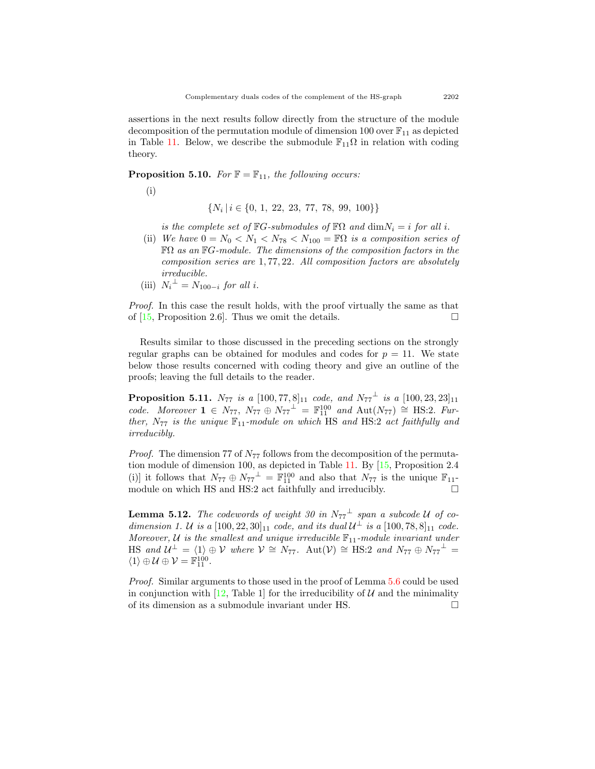assertions in the next results follow directly from the structure of the module decomposition of the permutation module of dimension 100 over $\mathbb{F}_{11}$ as depicted in Table 11. Below, we describe the submodule $\mathbb{F}_{11}\Omega$ in relation with coding theory.

**Proposition 5.10.** *For $\mathbb{F} = \mathbb{F}_{11}$, the following occurs:*

(i)

$$\{N_i \,|\, i \in \{0,\ 1,\ 22,\ 23,\ 77,\ 78,\ 99,\ 100\}\}$$

*is the complete set of $\mathbb{F}G$-submodules of $\mathbb{F}\Omega$ and $\dim N_i = i$ for all $i$.*

(ii) *We have $0 = N_0 < N_1 < N_{78} < N_{100} = \mathbb{F}\Omega$ is a composition series of $\mathbb{F}\Omega$ as an $\mathbb{F}G$-module. The dimensions of the composition factors in the composition series are $1, 77, 22$. All composition factors are absolutely irreducible.*

(iii) ${N_i}^{\perp} = N_{100-i}$ *for all $i$.*

*Proof.* In this case the result holds, with the proof virtually the same as that of [15, Proposition 2.6]. Thus we omit the details. □

Results similar to those discussed in the preceding sections on the strongly regular graphs can be obtained for modules and codes for $p = 11$. We state below those results concerned with coding theory and give an outline of the proofs; leaving the full details to the reader.

**Proposition 5.11.** *$N_{77}$ is a $[100, 77, 8]_{11}$ code, and ${N_{77}}^{\perp}$ is a $[100, 23, 23]_{11}$ code. Moreover $\mathbf{1} \in N_{77}$, $N_{77} \oplus {N_{77}}^{\perp} = \mathbb{F}_{11}^{100}$ and $\mathrm{Aut}(N_{77}) \cong$ HS:2. Further, $N_{77}$ is the unique $\mathbb{F}_{11}$-module on which* HS *and* HS:2 *act faithfully and irreducibly.*

*Proof.* The dimension 77 of $N_{77}$ follows from the decomposition of the permutation module of dimension 100, as depicted in Table 11. By [15, Proposition 2.4 (i)] it follows that $N_{77} \oplus {N_{77}}^{\perp} = \mathbb{F}_{11}^{100}$ and also that $N_{77}$ is the unique $\mathbb{F}_{11}$-module on which HS and HS:2 act faithfully and irreducibly. □

**Lemma 5.12.** *The codewords of weight 30 in ${N_{77}}^{\perp}$ span a subcode $\mathcal{U}$ of codimension 1. $\mathcal{U}$ is a $[100, 22, 30]_{11}$ code, and its dual $\mathcal{U}^{\perp}$ is a $[100, 78, 8]_{11}$ code. Moreover, $\mathcal{U}$ is the smallest and unique irreducible $\mathbb{F}_{11}$-module invariant under* HS *and $\mathcal{U}^{\perp} = \langle 1 \rangle \oplus \mathcal{V}$ where $\mathcal{V} \cong N_{77}$. $\mathrm{Aut}(\mathcal{V}) \cong$ HS:2 and $N_{77} \oplus {N_{77}}^{\perp} = \langle 1 \rangle \oplus \mathcal{U} \oplus \mathcal{V} = \mathbb{F}_{11}^{100}$.*

*Proof.* Similar arguments to those used in the proof of Lemma 5.6 could be used in conjunction with [12, Table 1] for the irreducibility of $\mathcal{U}$ and the minimality of its dimension as a submodule invariant under HS. □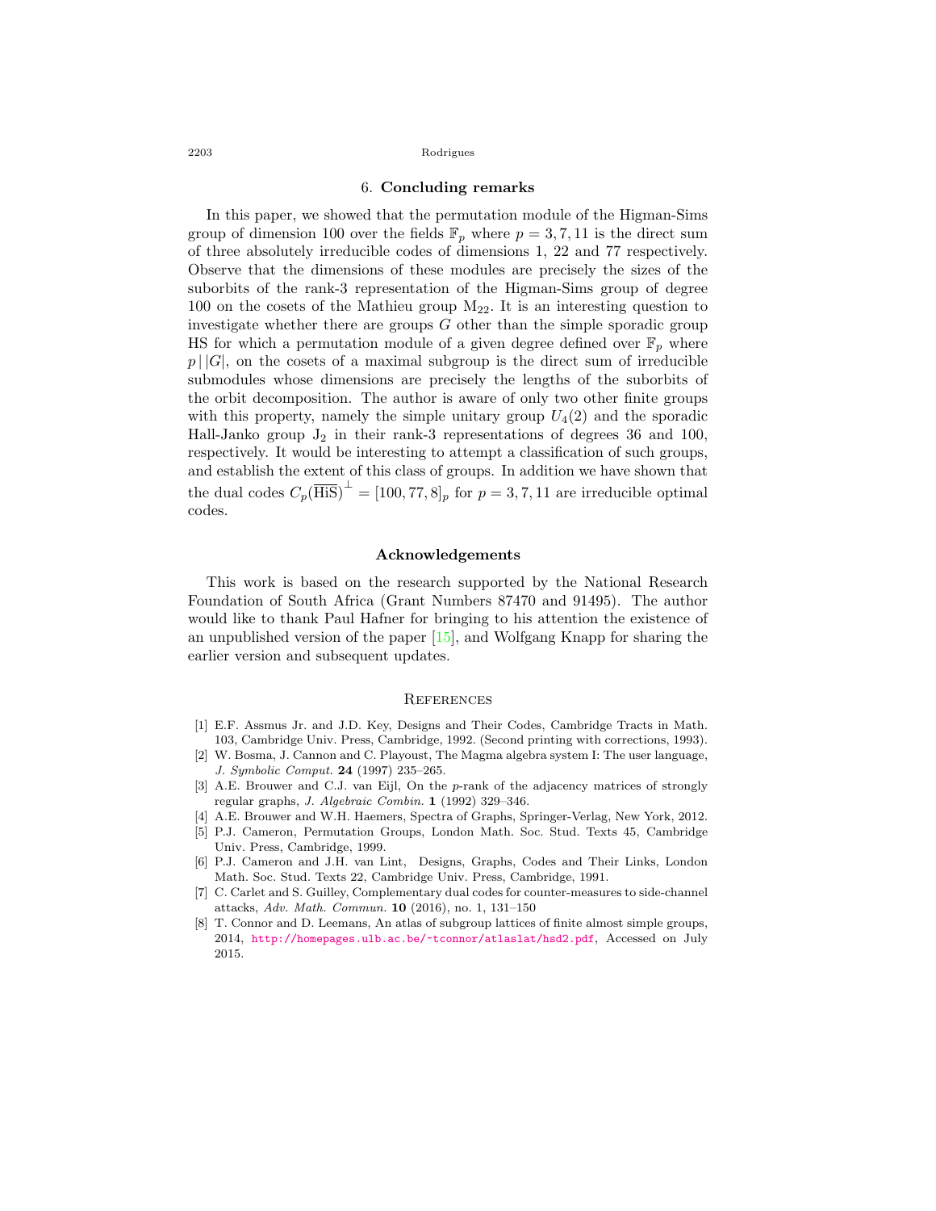## 6. Concluding remarks

In this paper, we showed that the permutation module of the Higman-Sims group of dimension 100 over the fields $\mathbb{F}_p$ where $p = 3, 7, 11$ is the direct sum of three absolutely irreducible codes of dimensions 1, 22 and 77 respectively. Observe that the dimensions of these modules are precisely the sizes of the suborbits of the rank-3 representation of the Higman-Sims group of degree 100 on the cosets of the Mathieu group $\mathrm{M}_{22}$. It is an interesting question to investigate whether there are groups $G$ other than the simple sporadic group HS for which a permutation module of a given degree defined over $\mathbb{F}_p$ where $p \,|\, |G|$, on the cosets of a maximal subgroup is the direct sum of irreducible submodules whose dimensions are precisely the lengths of the suborbits of the orbit decomposition. The author is aware of only two other finite groups with this property, namely the simple unitary group $U_4(2)$ and the sporadic Hall-Janko group $\mathrm{J}_2$ in their rank-3 representations of degrees 36 and 100, respectively. It would be interesting to attempt a classification of such groups, and establish the extent of this class of groups. In addition we have shown that the dual codes $C_p(\overline{\mathrm{HiS}})^{\perp} = [100, 77, 8]_p$ for $p = 3, 7, 11$ are irreducible optimal codes.

## Acknowledgements

This work is based on the research supported by the National Research Foundation of South Africa (Grant Numbers 87470 and 91495). The author would like to thank Paul Hafner for bringing to his attention the existence of an unpublished version of the paper [15], and Wolfgang Knapp for sharing the earlier version and subsequent updates.

## References

[1] E.F. Assmus Jr. and J.D. Key, Designs and Their Codes, Cambridge Tracts in Math. 103, Cambridge Univ. Press, Cambridge, 1992. (Second printing with corrections, 1993).

[2] W. Bosma, J. Cannon and C. Playoust, The Magma algebra system I: The user language, *J. Symbolic Comput.* **24** (1997) 235–265.

[3] A.E. Brouwer and C.J. van Eijl, On the $p$-rank of the adjacency matrices of strongly regular graphs, *J. Algebraic Combin.* **1** (1992) 329–346.

[4] A.E. Brouwer and W.H. Haemers, Spectra of Graphs, Springer-Verlag, New York, 2012.

[5] P.J. Cameron, Permutation Groups, London Math. Soc. Stud. Texts 45, Cambridge Univ. Press, Cambridge, 1999.

[6] P.J. Cameron and J.H. van Lint, Designs, Graphs, Codes and Their Links, London Math. Soc. Stud. Texts 22, Cambridge Univ. Press, Cambridge, 1991.

[7] C. Carlet and S. Guilley, Complementary dual codes for counter-measures to side-channel attacks, *Adv. Math. Commun.* **10** (2016), no. 1, 131–150

[8] T. Connor and D. Leemans, An atlas of subgroup lattices of finite almost simple groups, 2014, http://homepages.ulb.ac.be/~tconnor/atlaslat/hsd2.pdf, Accessed on July 2015.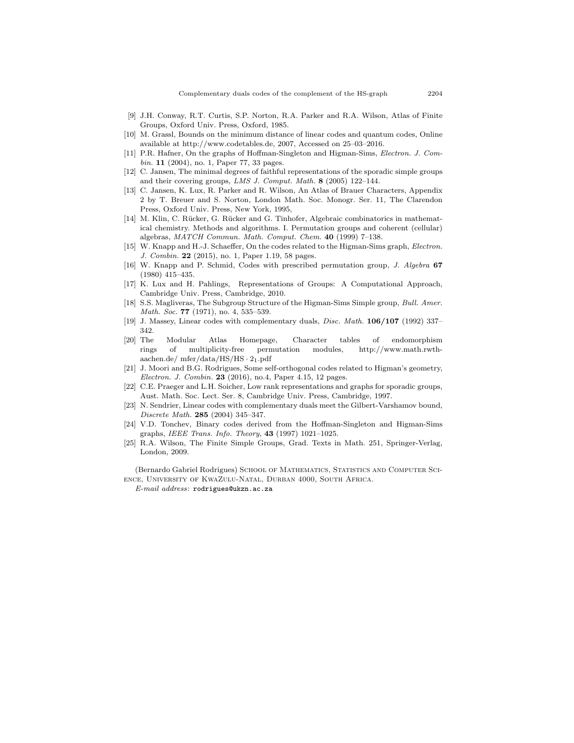[9] J.H. Conway, R.T. Curtis, S.P. Norton, R.A. Parker and R.A. Wilson, Atlas of Finite Groups, Oxford Univ. Press, Oxford, 1985.

[10] M. Grassl, Bounds on the minimum distance of linear codes and quantum codes, Online available at http://www.codetables.de, 2007, Accessed on 25–03–2016.

[11] P.R. Hafner, On the graphs of Hoffman-Singleton and Higman-Sims, *Electron. J. Combin.* **11** (2004), no. 1, Paper 77, 33 pages.

[12] C. Jansen, The minimal degrees of faithful representations of the sporadic simple groups and their covering groups, *LMS J. Comput. Math.* **8** (2005) 122–144.

[13] C. Jansen, K. Lux, R. Parker and R. Wilson, An Atlas of Brauer Characters, Appendix 2 by T. Breuer and S. Norton, London Math. Soc. Monogr. Ser. 11, The Clarendon Press, Oxford Univ. Press, New York, 1995,

[14] M. Klin, C. Rücker, G. Rücker and G. Tinhofer, Algebraic combinatorics in mathematical chemistry. Methods and algorithms. I. Permutation groups and coherent (cellular) algebras, *MATCH Commun. Math. Comput. Chem.* **40** (1999) 7–138.

[15] W. Knapp and H.-J. Schaeffer, On the codes related to the Higman-Sims graph, *Electron. J. Combin.* **22** (2015), no. 1, Paper 1.19, 58 pages.

[16] W. Knapp and P. Schmid, Codes with prescribed permutation group, *J. Algebra* **67** (1980) 415–435.

[17] K. Lux and H. Pahlings, Representations of Groups: A Computational Approach, Cambridge Univ. Press, Cambridge, 2010.

[18] S.S. Magliveras, The Subgroup Structure of the Higman-Sims Simple group, *Bull. Amer. Math. Soc.* **77** (1971), no. 4, 535–539.

[19] J. Massey, Linear codes with complementary duals, *Disc. Math.* **106/107** (1992) 337–342.

[20] The Modular Atlas Homepage, Character tables of endomorphism rings of multiplicity-free permutation modules, http://www.math.rwth-aachen.de/ mfer/data/HS/HS $\cdot$ $2_1$.pdf

[21] J. Moori and B.G. Rodrigues, Some self-orthogonal codes related to Higman's geometry, *Electron. J. Combin.* **23** (2016), no.4, Paper 4.15, 12 pages.

[22] C.E. Praeger and L.H. Soicher, Low rank representations and graphs for sporadic groups, Aust. Math. Soc. Lect. Ser. 8, Cambridge Univ. Press, Cambridge, 1997.

[23] N. Sendrier, Linear codes with complementary duals meet the Gilbert-Varshamov bound, *Discrete Math.* **285** (2004) 345–347.

[24] V.D. Tonchev, Binary codes derived from the Hoffman-Singleton and Higman-Sims graphs, *IEEE Trans. Info. Theory*, **43** (1997) 1021–1025.

[25] R.A. Wilson, The Finite Simple Groups, Grad. Texts in Math. 251, Springer-Verlag, London, 2009.

(Bernardo Gabriel Rodrigues) School of Mathematics, Statistics and Computer Science, University of KwaZulu-Natal, Durban 4000, South Africa.

*E-mail address*: rodrigues@ukzn.ac.za